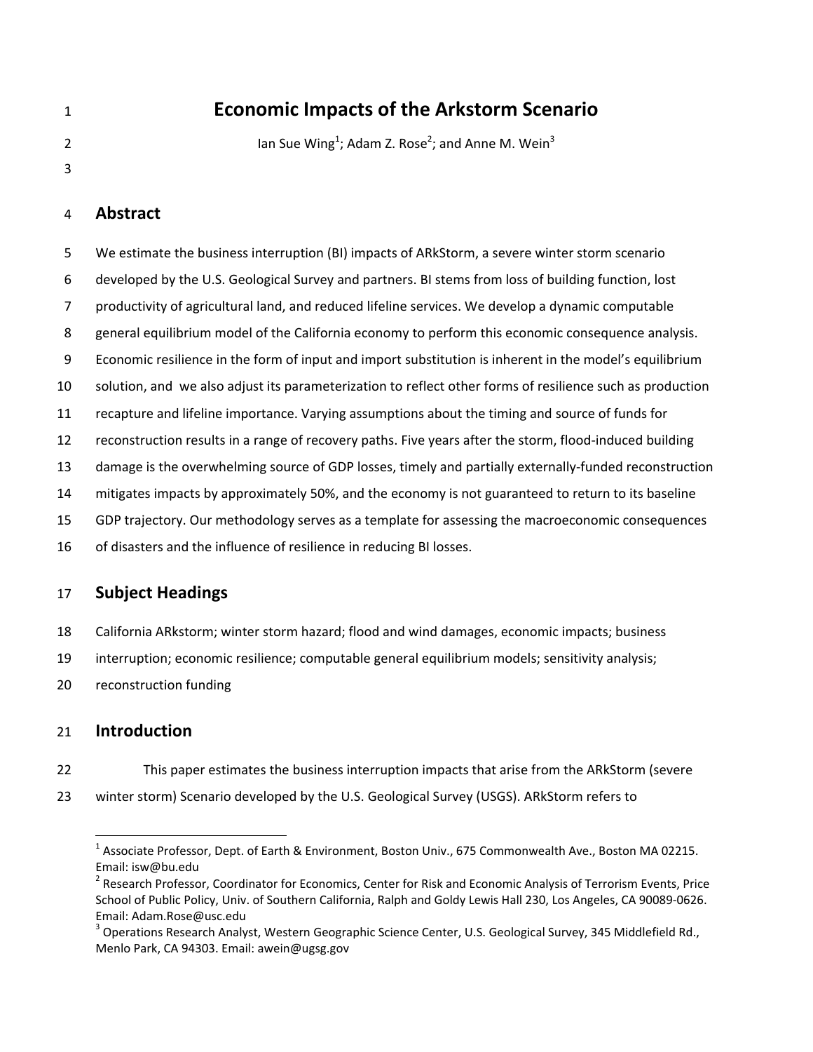# Economic Impacts of the Arkstorm Scenario

Ian Sue Wing[1]; Adam Z. Rose[2]; and Anne M. Wein[3]

## Abstract

We estimate the business interruption (BI) impacts of ARkStorm, a severe winter storm scenario developed by the U.S. Geological Survey and partners. BI stems from loss of building function, lost productivity of agricultural land, and reduced lifeline services. We develop a dynamic computable general equilibrium model of the California economy to perform this economic consequence analysis. Economic resilience in the form of input and import substitution is inherent in the model's equilibrium solution, and we also adjust its parameterization to reflect other forms of resilience such as production recapture and lifeline importance. Varying assumptions about the timing and source of funds for reconstruction results in a range of recovery paths. Five years after the storm, flood-induced building damage is the overwhelming source of GDP losses, timely and partially externally-funded reconstruction mitigates impacts by approximately 50%, and the economy is not guaranteed to return to its baseline GDP trajectory. Our methodology serves as a template for assessing the macroeconomic consequences of disasters and the influence of resilience in reducing BI losses.

## Subject Headings

California ARkstorm; winter storm hazard; flood and wind damages, economic impacts; business interruption; economic resilience; computable general equilibrium models; sensitivity analysis; reconstruction funding

## Introduction

This paper estimates the business interruption impacts that arise from the ARkStorm (severe winter storm) Scenario developed by the U.S. Geological Survey (USGS). ARkStorm refers to

---

[1] Associate Professor, Dept. of Earth & Environment, Boston Univ., 675 Commonwealth Ave., Boston MA 02215. Email: isw@bu.edu

[2] Research Professor, Coordinator for Economics, Center for Risk and Economic Analysis of Terrorism Events, Price School of Public Policy, Univ. of Southern California, Ralph and Goldy Lewis Hall 230, Los Angeles, CA 90089-0626. Email: Adam.Rose@usc.edu

[3] Operations Research Analyst, Western Geographic Science Center, U.S. Geological Survey, 345 Middlefield Rd., Menlo Park, CA 94303. Email: awein@ugsg.gov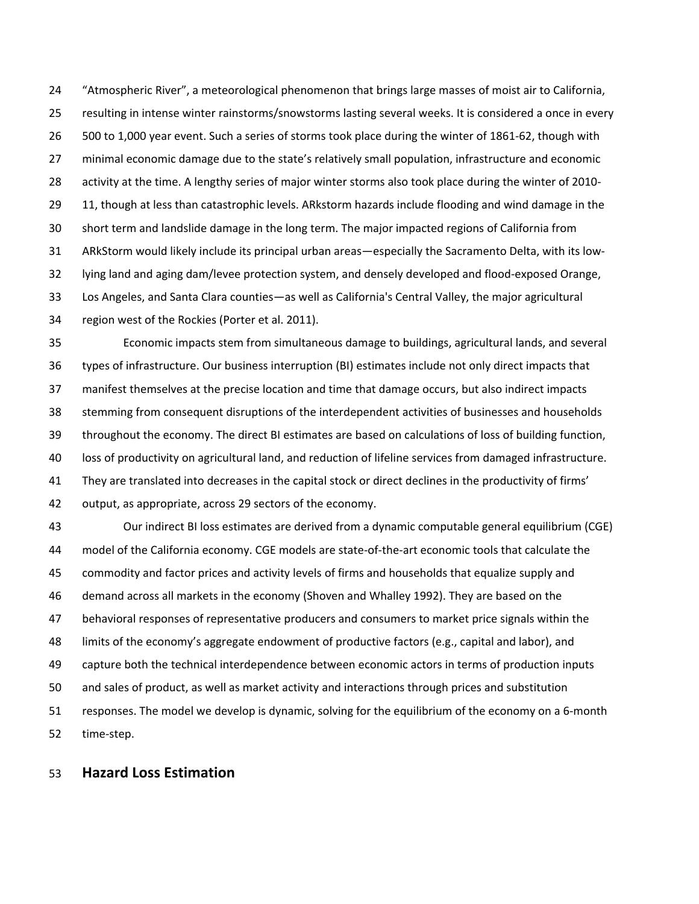"Atmospheric River", a meteorological phenomenon that brings large masses of moist air to California, resulting in intense winter rainstorms/snowstorms lasting several weeks. It is considered a once in every 500 to 1,000 year event. Such a series of storms took place during the winter of 1861-62, though with minimal economic damage due to the state's relatively small population, infrastructure and economic activity at the time. A lengthy series of major winter storms also took place during the winter of 2010-11, though at less than catastrophic levels. ARkstorm hazards include flooding and wind damage in the short term and landslide damage in the long term. The major impacted regions of California from ARkStorm would likely include its principal urban areas—especially the Sacramento Delta, with its low-lying land and aging dam/levee protection system, and densely developed and flood-exposed Orange, Los Angeles, and Santa Clara counties—as well as California's Central Valley, the major agricultural region west of the Rockies (Porter et al. 2011).

Economic impacts stem from simultaneous damage to buildings, agricultural lands, and several types of infrastructure. Our business interruption (BI) estimates include not only direct impacts that manifest themselves at the precise location and time that damage occurs, but also indirect impacts stemming from consequent disruptions of the interdependent activities of businesses and households throughout the economy. The direct BI estimates are based on calculations of loss of building function, loss of productivity on agricultural land, and reduction of lifeline services from damaged infrastructure. They are translated into decreases in the capital stock or direct declines in the productivity of firms' output, as appropriate, across 29 sectors of the economy.

Our indirect BI loss estimates are derived from a dynamic computable general equilibrium (CGE) model of the California economy. CGE models are state-of-the-art economic tools that calculate the commodity and factor prices and activity levels of firms and households that equalize supply and demand across all markets in the economy (Shoven and Whalley 1992). They are based on the behavioral responses of representative producers and consumers to market price signals within the limits of the economy's aggregate endowment of productive factors (e.g., capital and labor), and capture both the technical interdependence between economic actors in terms of production inputs and sales of product, as well as market activity and interactions through prices and substitution responses. The model we develop is dynamic, solving for the equilibrium of the economy on a 6-month time-step.

## Hazard Loss Estimation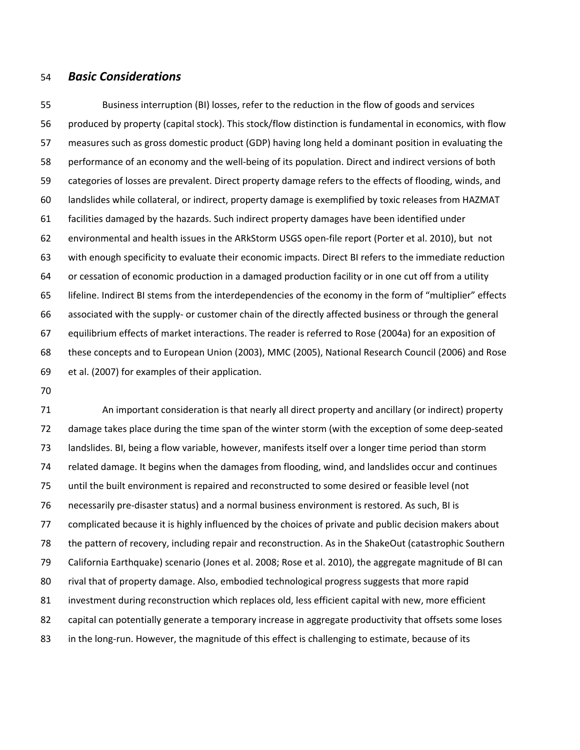### ***Basic Considerations***

Business interruption (BI) losses, refer to the reduction in the flow of goods and services produced by property (capital stock). This stock/flow distinction is fundamental in economics, with flow measures such as gross domestic product (GDP) having long held a dominant position in evaluating the performance of an economy and the well-being of its population. Direct and indirect versions of both categories of losses are prevalent. Direct property damage refers to the effects of flooding, winds, and landslides while collateral, or indirect, property damage is exemplified by toxic releases from HAZMAT facilities damaged by the hazards. Such indirect property damages have been identified under environmental and health issues in the ARkStorm USGS open-file report (Porter et al. 2010), but not with enough specificity to evaluate their economic impacts. Direct BI refers to the immediate reduction or cessation of economic production in a damaged production facility or in one cut off from a utility lifeline. Indirect BI stems from the interdependencies of the economy in the form of "multiplier" effects associated with the supply- or customer chain of the directly affected business or through the general equilibrium effects of market interactions. The reader is referred to Rose (2004a) for an exposition of these concepts and to European Union (2003), MMC (2005), National Research Council (2006) and Rose et al. (2007) for examples of their application.

An important consideration is that nearly all direct property and ancillary (or indirect) property damage takes place during the time span of the winter storm (with the exception of some deep-seated landslides. BI, being a flow variable, however, manifests itself over a longer time period than storm related damage. It begins when the damages from flooding, wind, and landslides occur and continues until the built environment is repaired and reconstructed to some desired or feasible level (not necessarily pre-disaster status) and a normal business environment is restored. As such, BI is complicated because it is highly influenced by the choices of private and public decision makers about the pattern of recovery, including repair and reconstruction. As in the ShakeOut (catastrophic Southern California Earthquake) scenario (Jones et al. 2008; Rose et al. 2010), the aggregate magnitude of BI can rival that of property damage. Also, embodied technological progress suggests that more rapid investment during reconstruction which replaces old, less efficient capital with new, more efficient capital can potentially generate a temporary increase in aggregate productivity that offsets some loses in the long-run. However, the magnitude of this effect is challenging to estimate, because of its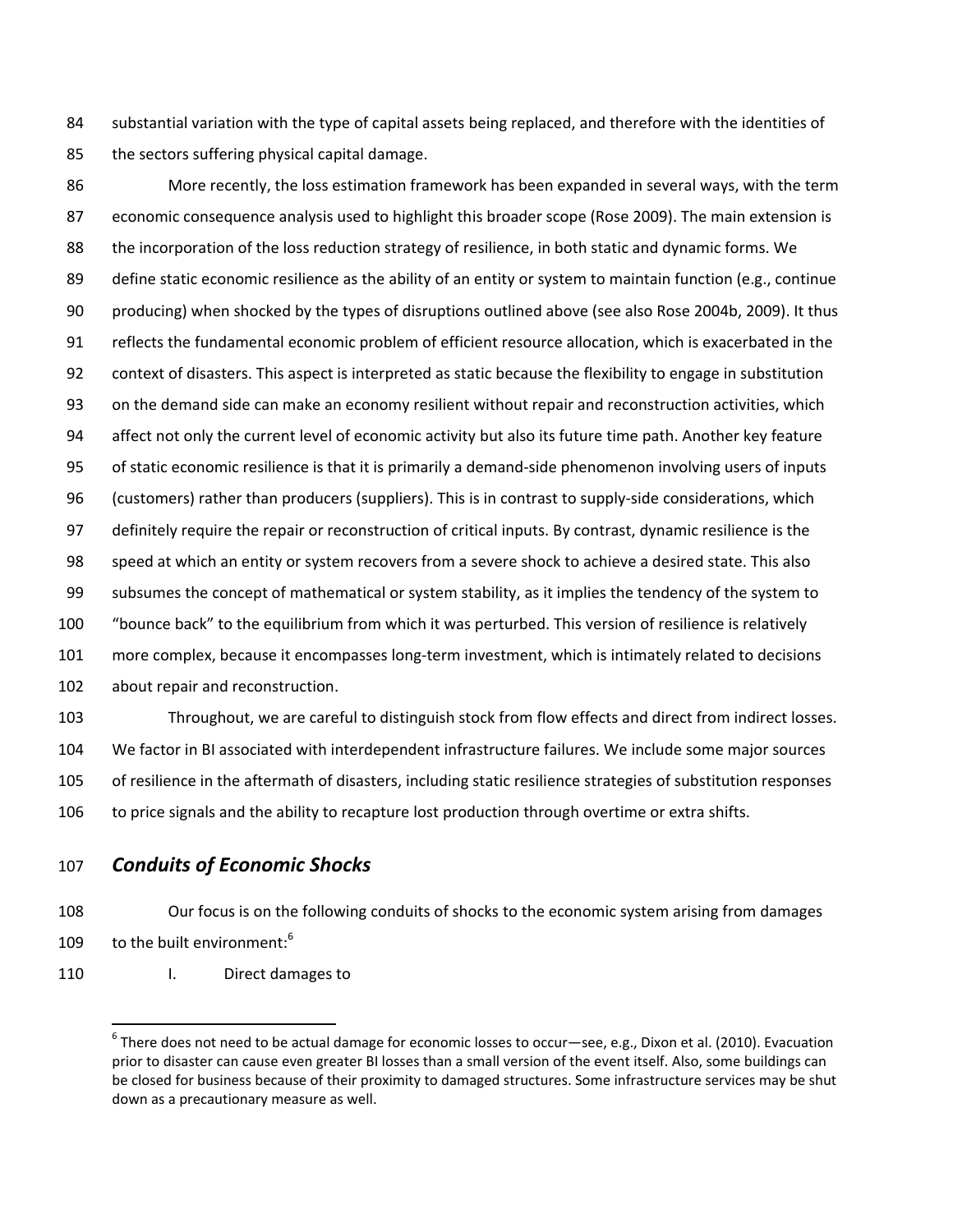substantial variation with the type of capital assets being replaced, and therefore with the identities of the sectors suffering physical capital damage.

More recently, the loss estimation framework has been expanded in several ways, with the term economic consequence analysis used to highlight this broader scope (Rose 2009). The main extension is the incorporation of the loss reduction strategy of resilience, in both static and dynamic forms. We define static economic resilience as the ability of an entity or system to maintain function (e.g., continue producing) when shocked by the types of disruptions outlined above (see also Rose 2004b, 2009). It thus reflects the fundamental economic problem of efficient resource allocation, which is exacerbated in the context of disasters. This aspect is interpreted as static because the flexibility to engage in substitution on the demand side can make an economy resilient without repair and reconstruction activities, which affect not only the current level of economic activity but also its future time path. Another key feature of static economic resilience is that it is primarily a demand-side phenomenon involving users of inputs (customers) rather than producers (suppliers). This is in contrast to supply-side considerations, which definitely require the repair or reconstruction of critical inputs. By contrast, dynamic resilience is the speed at which an entity or system recovers from a severe shock to achieve a desired state. This also subsumes the concept of mathematical or system stability, as it implies the tendency of the system to "bounce back" to the equilibrium from which it was perturbed. This version of resilience is relatively more complex, because it encompasses long-term investment, which is intimately related to decisions about repair and reconstruction.

Throughout, we are careful to distinguish stock from flow effects and direct from indirect losses. We factor in BI associated with interdependent infrastructure failures. We include some major sources of resilience in the aftermath of disasters, including static resilience strategies of substitution responses to price signals and the ability to recapture lost production through overtime or extra shifts.

## *Conduits of Economic Shocks*

Our focus is on the following conduits of shocks to the economic system arising from damages to the built environment:[6]

I. Direct damages to

[6] There does not need to be actual damage for economic losses to occur—see, e.g., Dixon et al. (2010). Evacuation prior to disaster can cause even greater BI losses than a small version of the event itself. Also, some buildings can be closed for business because of their proximity to damaged structures. Some infrastructure services may be shut down as a precautionary measure as well.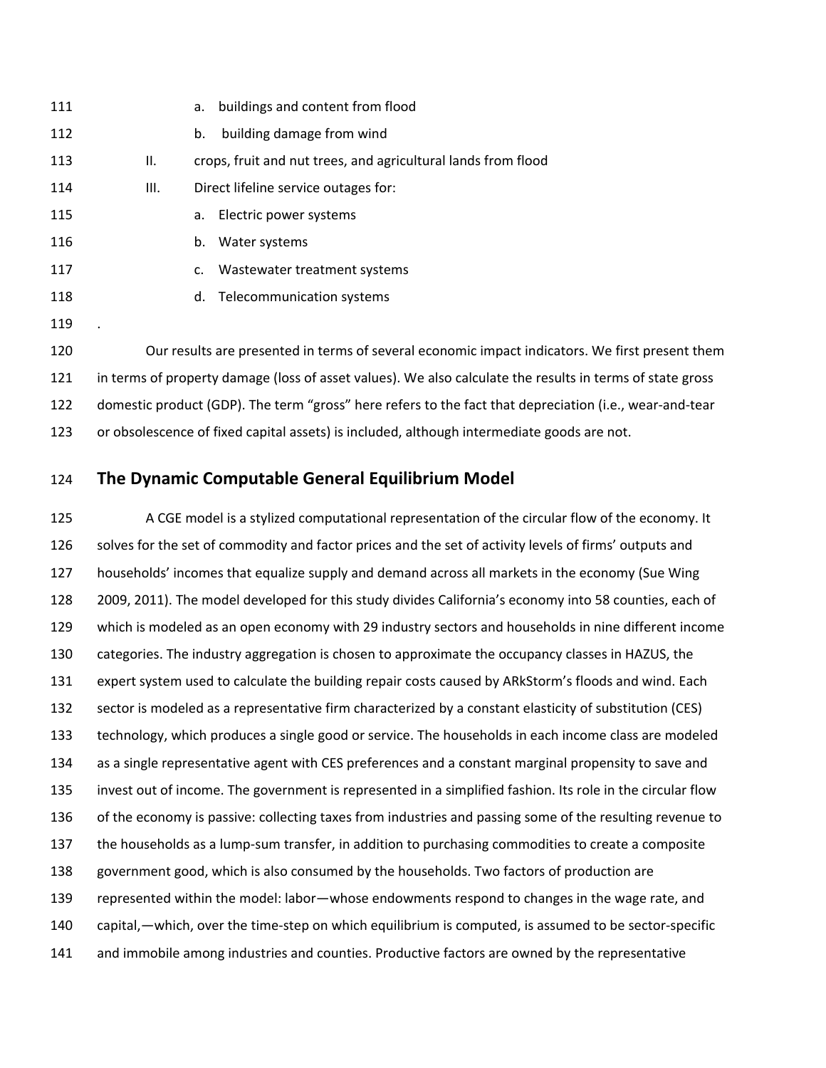a. buildings and content from flood
   b. building damage from wind

II. crops, fruit and nut trees, and agricultural lands from flood

III. Direct lifeline service outages for:
   a. Electric power systems
   b. Water systems
   c. Wastewater treatment systems
   d. Telecommunication systems

.

Our results are presented in terms of several economic impact indicators. We first present them in terms of property damage (loss of asset values). We also calculate the results in terms of state gross domestic product (GDP). The term "gross" here refers to the fact that depreciation (i.e., wear-and-tear or obsolescence of fixed capital assets) is included, although intermediate goods are not.

## The Dynamic Computable General Equilibrium Model

A CGE model is a stylized computational representation of the circular flow of the economy. It solves for the set of commodity and factor prices and the set of activity levels of firms' outputs and households' incomes that equalize supply and demand across all markets in the economy (Sue Wing 2009, 2011). The model developed for this study divides California's economy into 58 counties, each of which is modeled as an open economy with 29 industry sectors and households in nine different income categories. The industry aggregation is chosen to approximate the occupancy classes in HAZUS, the expert system used to calculate the building repair costs caused by ARkStorm's floods and wind. Each sector is modeled as a representative firm characterized by a constant elasticity of substitution (CES) technology, which produces a single good or service. The households in each income class are modeled as a single representative agent with CES preferences and a constant marginal propensity to save and invest out of income. The government is represented in a simplified fashion. Its role in the circular flow of the economy is passive: collecting taxes from industries and passing some of the resulting revenue to the households as a lump-sum transfer, in addition to purchasing commodities to create a composite government good, which is also consumed by the households. Two factors of production are represented within the model: labor—whose endowments respond to changes in the wage rate, and capital,—which, over the time-step on which equilibrium is computed, is assumed to be sector-specific and immobile among industries and counties. Productive factors are owned by the representative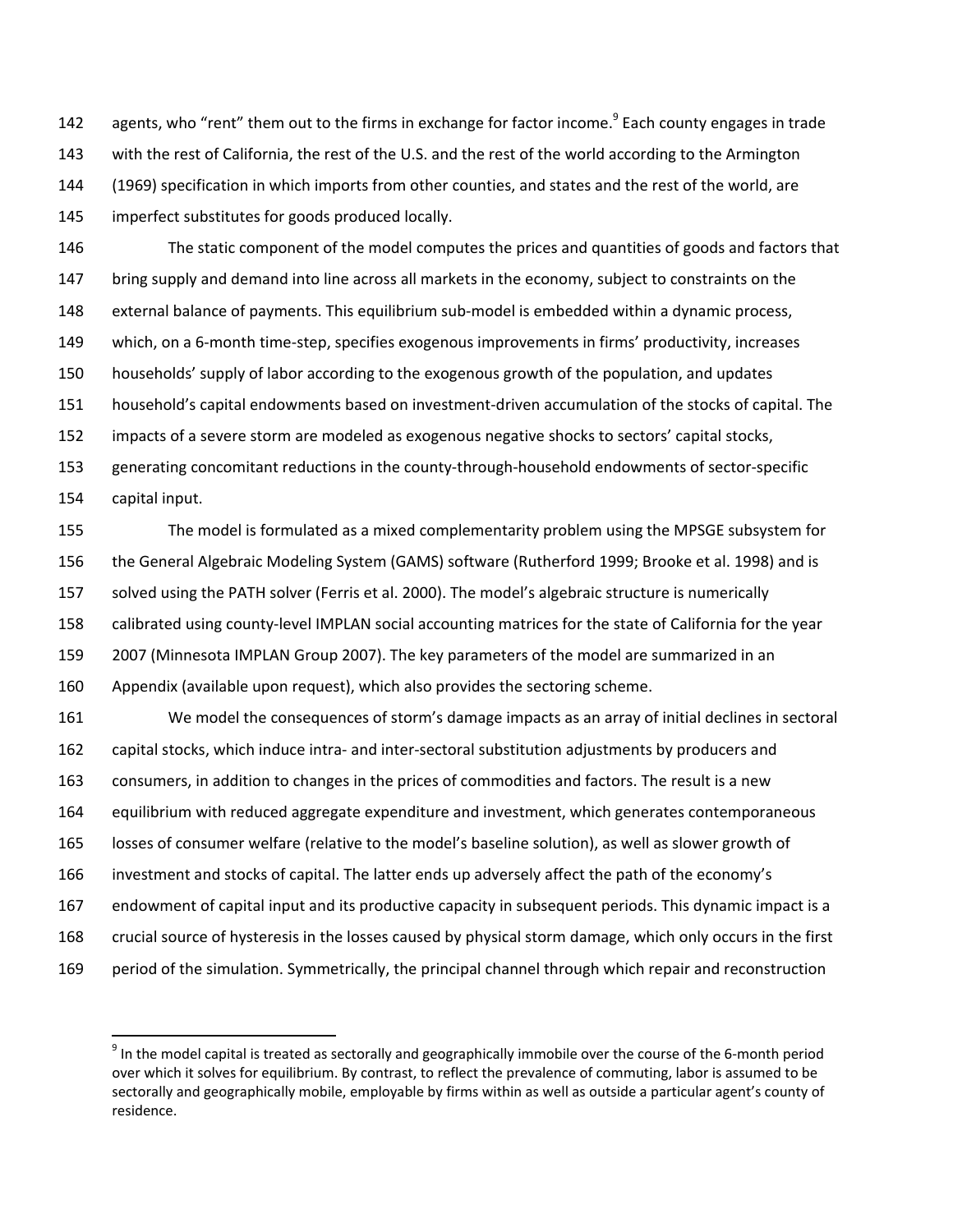agents, who "rent" them out to the firms in exchange for factor income.[9] Each county engages in trade with the rest of California, the rest of the U.S. and the rest of the world according to the Armington (1969) specification in which imports from other counties, and states and the rest of the world, are imperfect substitutes for goods produced locally.

The static component of the model computes the prices and quantities of goods and factors that bring supply and demand into line across all markets in the economy, subject to constraints on the external balance of payments. This equilibrium sub-model is embedded within a dynamic process, which, on a 6-month time-step, specifies exogenous improvements in firms' productivity, increases households' supply of labor according to the exogenous growth of the population, and updates household's capital endowments based on investment-driven accumulation of the stocks of capital. The impacts of a severe storm are modeled as exogenous negative shocks to sectors' capital stocks, generating concomitant reductions in the county-through-household endowments of sector-specific capital input.

The model is formulated as a mixed complementarity problem using the MPSGE subsystem for the General Algebraic Modeling System (GAMS) software (Rutherford 1999; Brooke et al. 1998) and is solved using the PATH solver (Ferris et al. 2000). The model's algebraic structure is numerically calibrated using county-level IMPLAN social accounting matrices for the state of California for the year 2007 (Minnesota IMPLAN Group 2007). The key parameters of the model are summarized in an Appendix (available upon request), which also provides the sectoring scheme.

We model the consequences of storm's damage impacts as an array of initial declines in sectoral capital stocks, which induce intra- and inter-sectoral substitution adjustments by producers and consumers, in addition to changes in the prices of commodities and factors. The result is a new equilibrium with reduced aggregate expenditure and investment, which generates contemporaneous losses of consumer welfare (relative to the model's baseline solution), as well as slower growth of investment and stocks of capital. The latter ends up adversely affect the path of the economy's endowment of capital input and its productive capacity in subsequent periods. This dynamic impact is a crucial source of hysteresis in the losses caused by physical storm damage, which only occurs in the first period of the simulation. Symmetrically, the principal channel through which repair and reconstruction

[9] In the model capital is treated as sectorally and geographically immobile over the course of the 6-month period over which it solves for equilibrium. By contrast, to reflect the prevalence of commuting, labor is assumed to be sectorally and geographically mobile, employable by firms within as well as outside a particular agent's county of residence.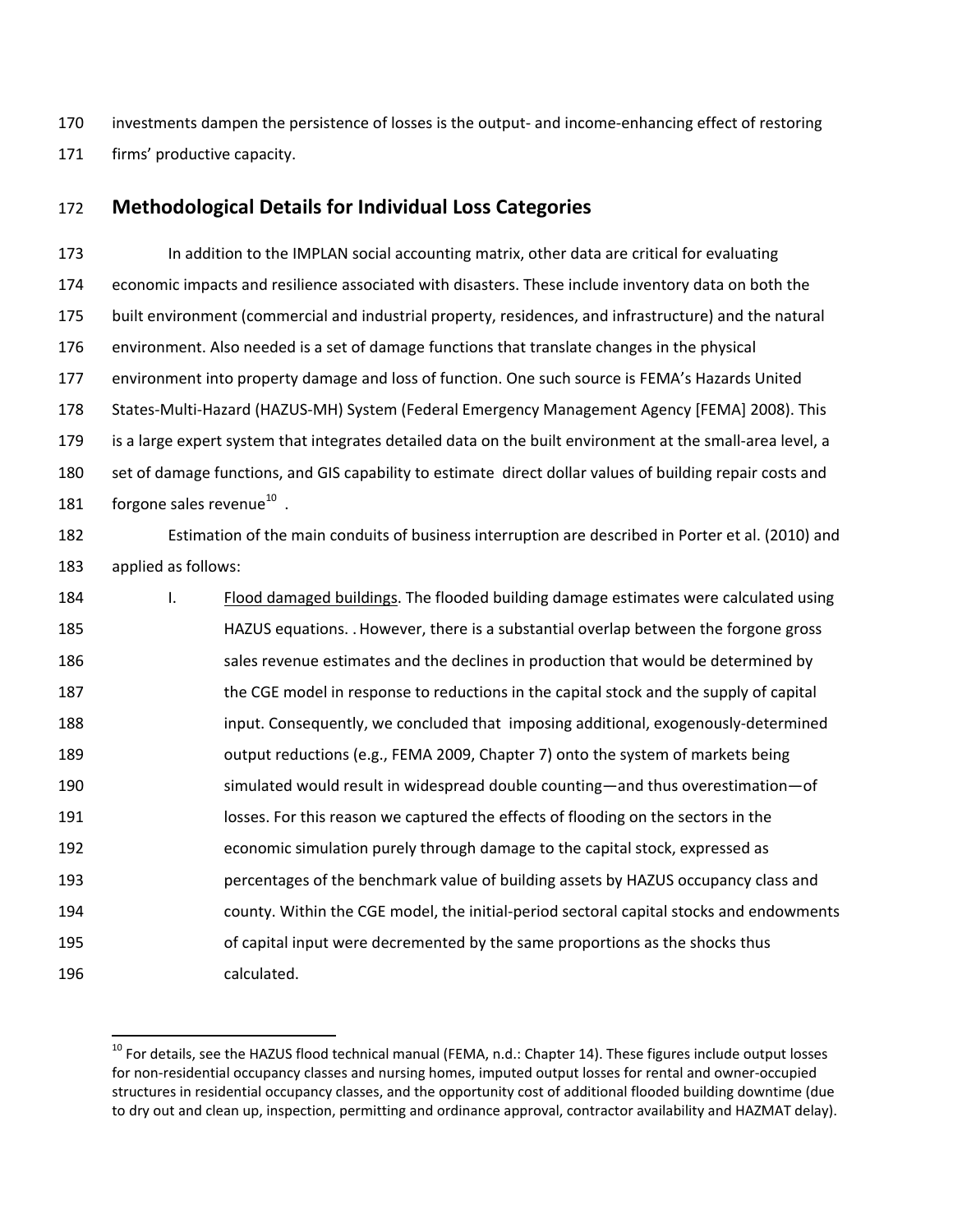investments dampen the persistence of losses is the output- and income-enhancing effect of restoring firms' productive capacity.

## Methodological Details for Individual Loss Categories

In addition to the IMPLAN social accounting matrix, other data are critical for evaluating economic impacts and resilience associated with disasters. These include inventory data on both the built environment (commercial and industrial property, residences, and infrastructure) and the natural environment. Also needed is a set of damage functions that translate changes in the physical environment into property damage and loss of function. One such source is FEMA's Hazards United States-Multi-Hazard (HAZUS-MH) System (Federal Emergency Management Agency [FEMA] 2008). This is a large expert system that integrates detailed data on the built environment at the small-area level, a set of damage functions, and GIS capability to estimate direct dollar values of building repair costs and forgone sales revenue[10] .

Estimation of the main conduits of business interruption are described in Porter et al. (2010) and applied as follows:

I. Flood damaged buildings. The flooded building damage estimates were calculated using HAZUS equations. . However, there is a substantial overlap between the forgone gross sales revenue estimates and the declines in production that would be determined by the CGE model in response to reductions in the capital stock and the supply of capital input. Consequently, we concluded that imposing additional, exogenously-determined output reductions (e.g., FEMA 2009, Chapter 7) onto the system of markets being simulated would result in widespread double counting—and thus overestimation—of losses. For this reason we captured the effects of flooding on the sectors in the economic simulation purely through damage to the capital stock, expressed as percentages of the benchmark value of building assets by HAZUS occupancy class and county. Within the CGE model, the initial-period sectoral capital stocks and endowments of capital input were decremented by the same proportions as the shocks thus calculated.

[10] For details, see the HAZUS flood technical manual (FEMA, n.d.: Chapter 14). These figures include output losses for non-residential occupancy classes and nursing homes, imputed output losses for rental and owner-occupied structures in residential occupancy classes, and the opportunity cost of additional flooded building downtime (due to dry out and clean up, inspection, permitting and ordinance approval, contractor availability and HAZMAT delay).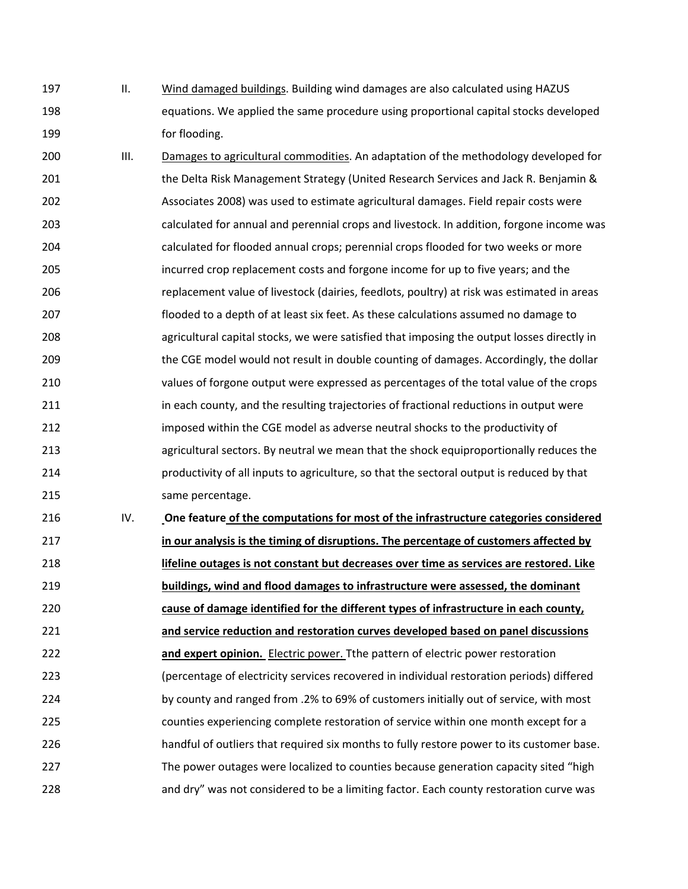II. Wind damaged buildings. Building wind damages are also calculated using HAZUS equations. We applied the same procedure using proportional capital stocks developed for flooding.

III. Damages to agricultural commodities. An adaptation of the methodology developed for the Delta Risk Management Strategy (United Research Services and Jack R. Benjamin & Associates 2008) was used to estimate agricultural damages. Field repair costs were calculated for annual and perennial crops and livestock. In addition, forgone income was calculated for flooded annual crops; perennial crops flooded for two weeks or more incurred crop replacement costs and forgone income for up to five years; and the replacement value of livestock (dairies, feedlots, poultry) at risk was estimated in areas flooded to a depth of at least six feet. As these calculations assumed no damage to agricultural capital stocks, we were satisfied that imposing the output losses directly in the CGE model would not result in double counting of damages. Accordingly, the dollar values of forgone output were expressed as percentages of the total value of the crops in each county, and the resulting trajectories of fractional reductions in output were imposed within the CGE model as adverse neutral shocks to the productivity of agricultural sectors. By neutral we mean that the shock equiproportionally reduces the productivity of all inputs to agriculture, so that the sectoral output is reduced by that same percentage.

IV. **One feature of the computations for most of the infrastructure categories considered in our analysis is the timing of disruptions. The percentage of customers affected by lifeline outages is not constant but decreases over time as services are restored. Like buildings, wind and flood damages to infrastructure were assessed, the dominant cause of damage identified for the different types of infrastructure in each county, and service reduction and restoration curves developed based on panel discussions and expert opinion.** Electric power. Tthe pattern of electric power restoration (percentage of electricity services recovered in individual restoration periods) differed by county and ranged from .2% to 69% of customers initially out of service, with most counties experiencing complete restoration of service within one month except for a handful of outliers that required six months to fully restore power to its customer base. The power outages were localized to counties because generation capacity sited "high and dry" was not considered to be a limiting factor. Each county restoration curve was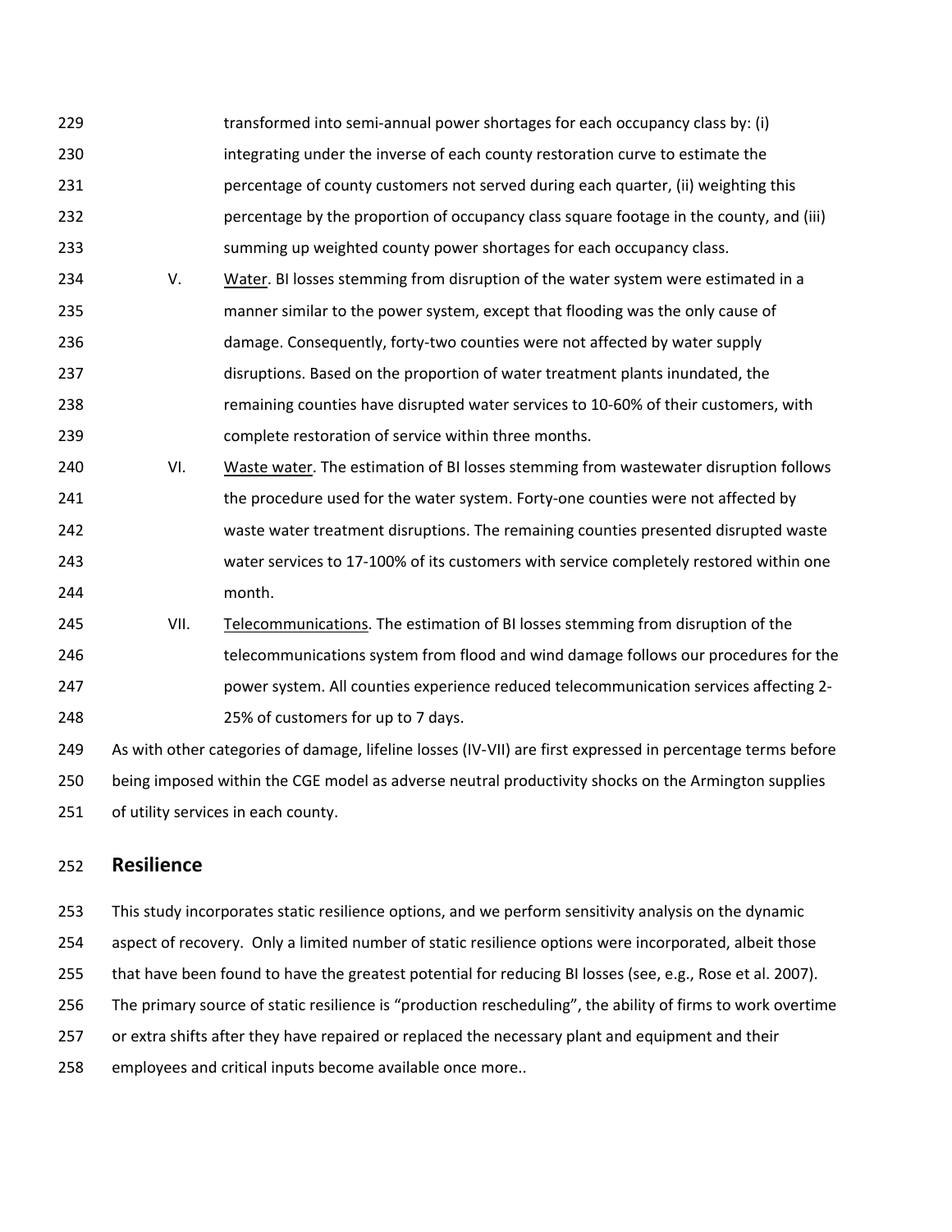transformed into semi-annual power shortages for each occupancy class by: (i) integrating under the inverse of each county restoration curve to estimate the percentage of county customers not served during each quarter, (ii) weighting this percentage by the proportion of occupancy class square footage in the county, and (iii) summing up weighted county power shortages for each occupancy class.

V. Water. BI losses stemming from disruption of the water system were estimated in a manner similar to the power system, except that flooding was the only cause of damage. Consequently, forty-two counties were not affected by water supply disruptions. Based on the proportion of water treatment plants inundated, the remaining counties have disrupted water services to 10-60% of their customers, with complete restoration of service within three months.

VI. Waste water. The estimation of BI losses stemming from wastewater disruption follows the procedure used for the water system. Forty-one counties were not affected by waste water treatment disruptions. The remaining counties presented disrupted waste water services to 17-100% of its customers with service completely restored within one month.

VII. Telecommunications. The estimation of BI losses stemming from disruption of the telecommunications system from flood and wind damage follows our procedures for the power system. All counties experience reduced telecommunication services affecting 2-25% of customers for up to 7 days.

As with other categories of damage, lifeline losses (IV-VII) are first expressed in percentage terms before being imposed within the CGE model as adverse neutral productivity shocks on the Armington supplies of utility services in each county.

## Resilience

This study incorporates static resilience options, and we perform sensitivity analysis on the dynamic aspect of recovery. Only a limited number of static resilience options were incorporated, albeit those that have been found to have the greatest potential for reducing BI losses (see, e.g., Rose et al. 2007). The primary source of static resilience is "production rescheduling", the ability of firms to work overtime or extra shifts after they have repaired or replaced the necessary plant and equipment and their employees and critical inputs become available once more..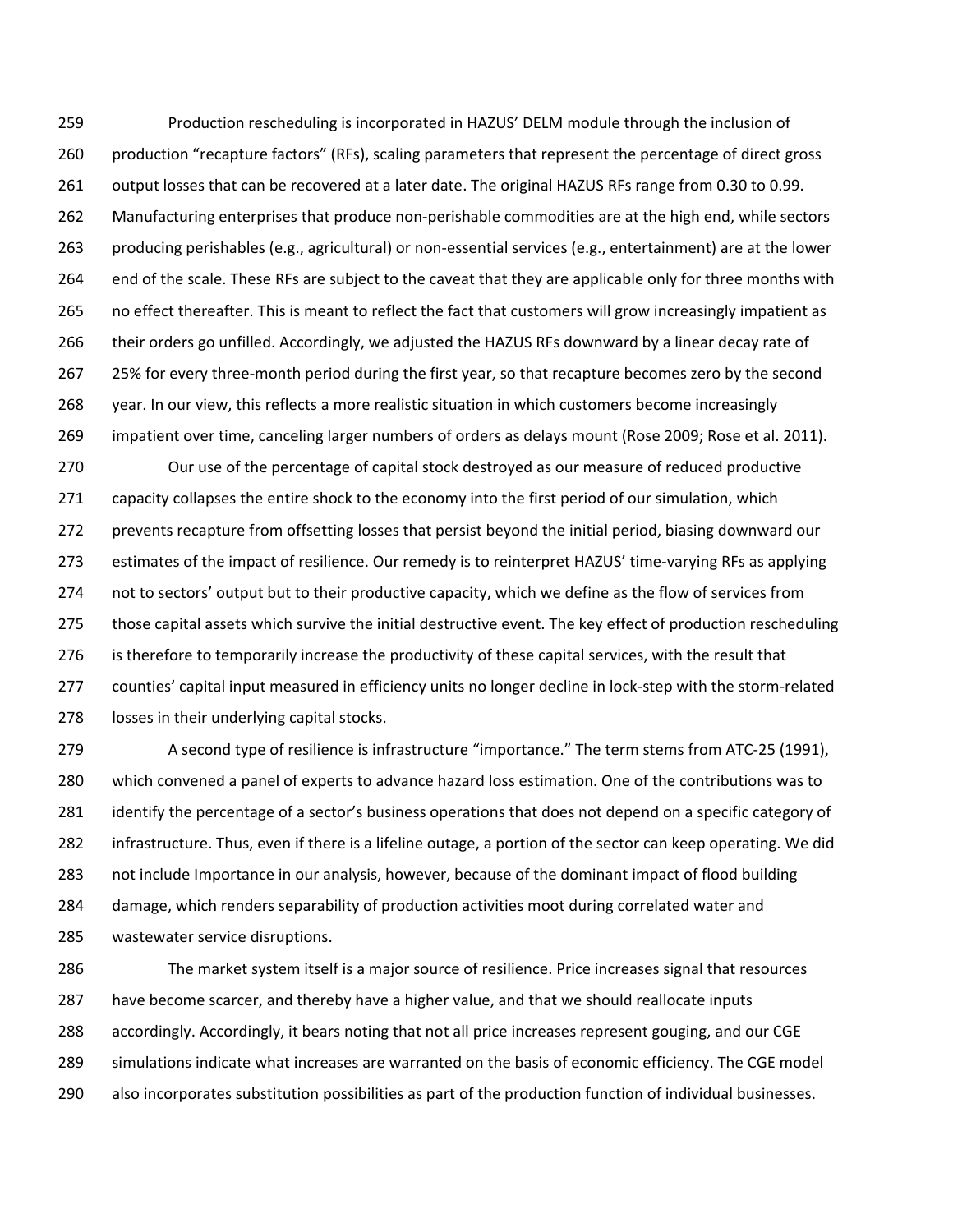Production rescheduling is incorporated in HAZUS' DELM module through the inclusion of production "recapture factors" (RFs), scaling parameters that represent the percentage of direct gross output losses that can be recovered at a later date. The original HAZUS RFs range from 0.30 to 0.99. Manufacturing enterprises that produce non-perishable commodities are at the high end, while sectors producing perishables (e.g., agricultural) or non-essential services (e.g., entertainment) are at the lower end of the scale. These RFs are subject to the caveat that they are applicable only for three months with no effect thereafter. This is meant to reflect the fact that customers will grow increasingly impatient as their orders go unfilled. Accordingly, we adjusted the HAZUS RFs downward by a linear decay rate of 25% for every three-month period during the first year, so that recapture becomes zero by the second year. In our view, this reflects a more realistic situation in which customers become increasingly impatient over time, canceling larger numbers of orders as delays mount (Rose 2009; Rose et al. 2011).

Our use of the percentage of capital stock destroyed as our measure of reduced productive capacity collapses the entire shock to the economy into the first period of our simulation, which prevents recapture from offsetting losses that persist beyond the initial period, biasing downward our estimates of the impact of resilience. Our remedy is to reinterpret HAZUS' time-varying RFs as applying not to sectors' output but to their productive capacity, which we define as the flow of services from those capital assets which survive the initial destructive event. The key effect of production rescheduling is therefore to temporarily increase the productivity of these capital services, with the result that counties' capital input measured in efficiency units no longer decline in lock-step with the storm-related losses in their underlying capital stocks.

A second type of resilience is infrastructure "importance." The term stems from ATC-25 (1991), which convened a panel of experts to advance hazard loss estimation. One of the contributions was to identify the percentage of a sector's business operations that does not depend on a specific category of infrastructure. Thus, even if there is a lifeline outage, a portion of the sector can keep operating. We did not include Importance in our analysis, however, because of the dominant impact of flood building damage, which renders separability of production activities moot during correlated water and wastewater service disruptions.

The market system itself is a major source of resilience. Price increases signal that resources have become scarcer, and thereby have a higher value, and that we should reallocate inputs accordingly. Accordingly, it bears noting that not all price increases represent gouging, and our CGE simulations indicate what increases are warranted on the basis of economic efficiency. The CGE model also incorporates substitution possibilities as part of the production function of individual businesses.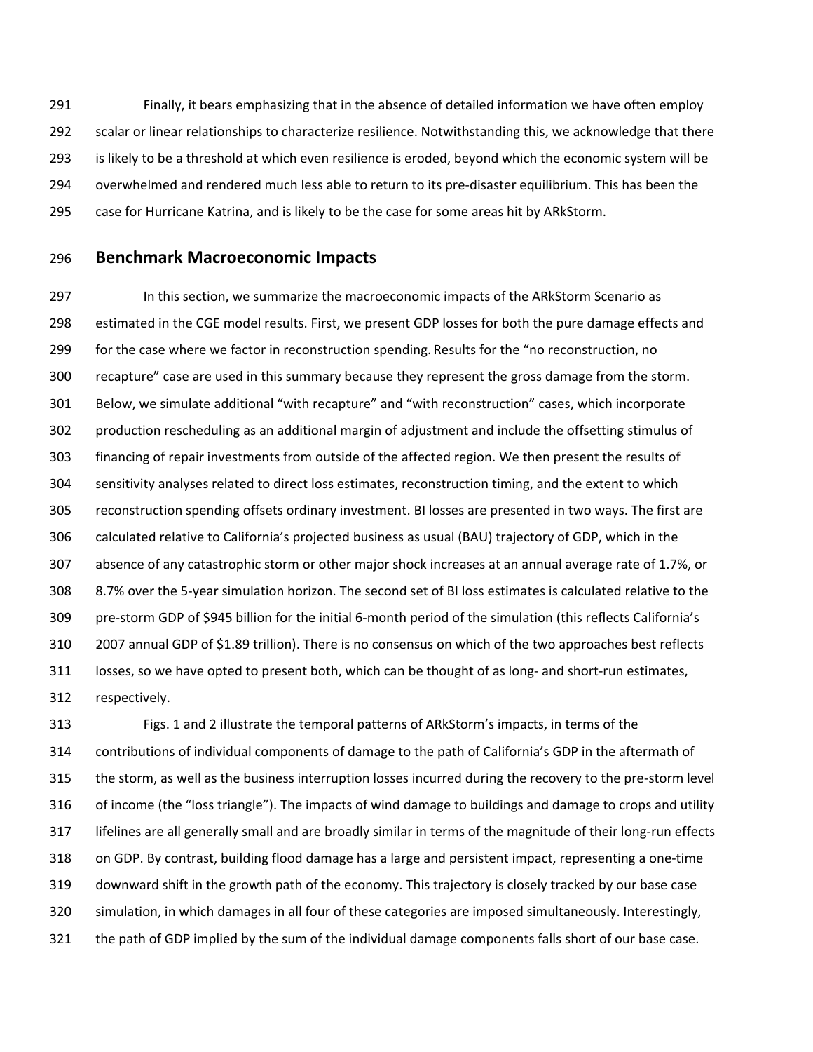Finally, it bears emphasizing that in the absence of detailed information we have often employ scalar or linear relationships to characterize resilience. Notwithstanding this, we acknowledge that there is likely to be a threshold at which even resilience is eroded, beyond which the economic system will be overwhelmed and rendered much less able to return to its pre-disaster equilibrium. This has been the case for Hurricane Katrina, and is likely to be the case for some areas hit by ARkStorm.

## Benchmark Macroeconomic Impacts

In this section, we summarize the macroeconomic impacts of the ARkStorm Scenario as estimated in the CGE model results. First, we present GDP losses for both the pure damage effects and for the case where we factor in reconstruction spending. Results for the "no reconstruction, no recapture" case are used in this summary because they represent the gross damage from the storm. Below, we simulate additional "with recapture" and "with reconstruction" cases, which incorporate production rescheduling as an additional margin of adjustment and include the offsetting stimulus of financing of repair investments from outside of the affected region. We then present the results of sensitivity analyses related to direct loss estimates, reconstruction timing, and the extent to which reconstruction spending offsets ordinary investment. BI losses are presented in two ways. The first are calculated relative to California's projected business as usual (BAU) trajectory of GDP, which in the absence of any catastrophic storm or other major shock increases at an annual average rate of 1.7%, or 8.7% over the 5-year simulation horizon. The second set of BI loss estimates is calculated relative to the pre-storm GDP of $945 billion for the initial 6-month period of the simulation (this reflects California's 2007 annual GDP of $1.89 trillion). There is no consensus on which of the two approaches best reflects losses, so we have opted to present both, which can be thought of as long- and short-run estimates, respectively.

Figs. 1 and 2 illustrate the temporal patterns of ARkStorm's impacts, in terms of the contributions of individual components of damage to the path of California's GDP in the aftermath of the storm, as well as the business interruption losses incurred during the recovery to the pre-storm level of income (the "loss triangle"). The impacts of wind damage to buildings and damage to crops and utility lifelines are all generally small and are broadly similar in terms of the magnitude of their long-run effects on GDP. By contrast, building flood damage has a large and persistent impact, representing a one-time downward shift in the growth path of the economy. This trajectory is closely tracked by our base case simulation, in which damages in all four of these categories are imposed simultaneously. Interestingly, the path of GDP implied by the sum of the individual damage components falls short of our base case.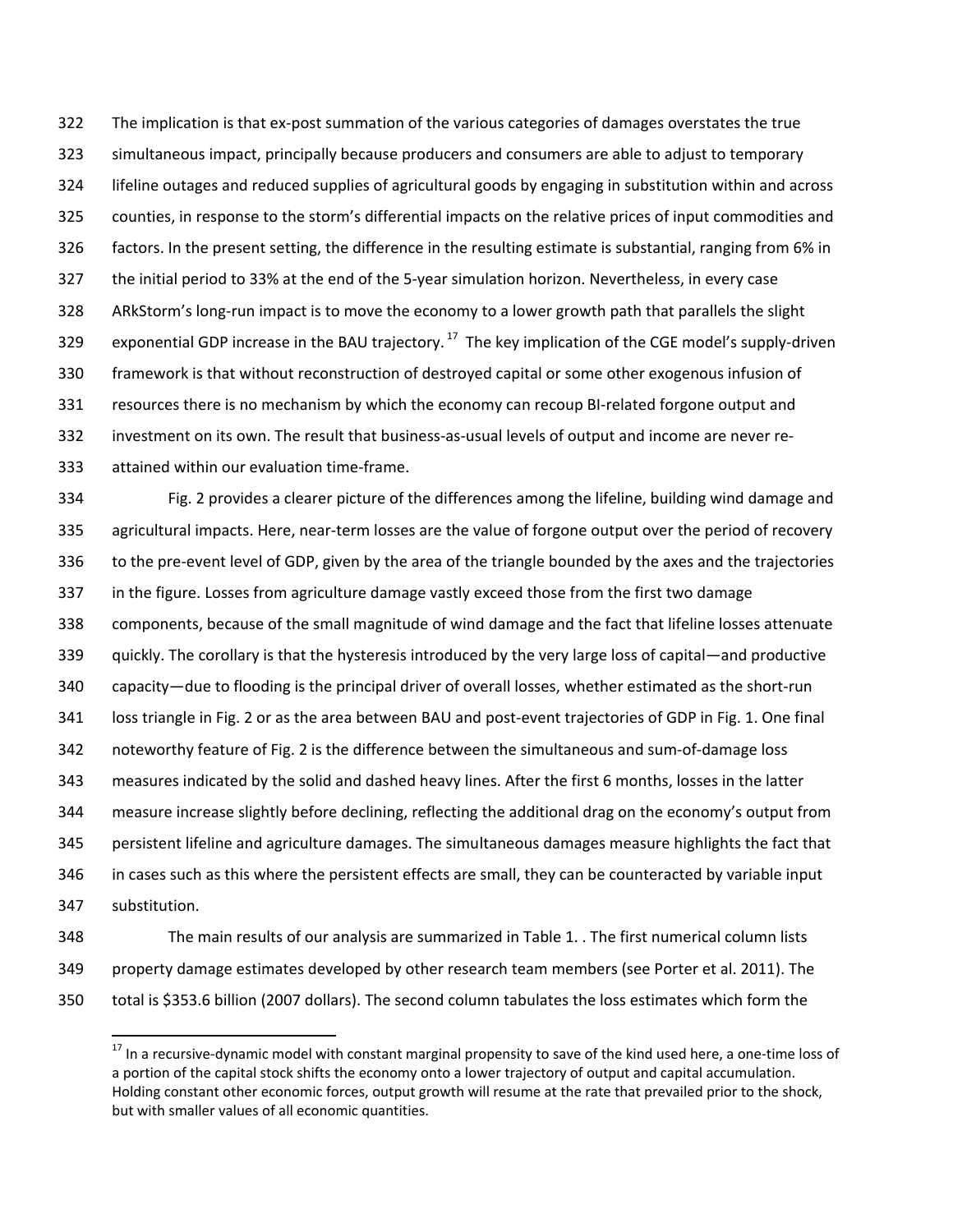The implication is that ex-post summation of the various categories of damages overstates the true simultaneous impact, principally because producers and consumers are able to adjust to temporary lifeline outages and reduced supplies of agricultural goods by engaging in substitution within and across counties, in response to the storm's differential impacts on the relative prices of input commodities and factors. In the present setting, the difference in the resulting estimate is substantial, ranging from 6% in the initial period to 33% at the end of the 5-year simulation horizon. Nevertheless, in every case ARkStorm's long-run impact is to move the economy to a lower growth path that parallels the slight exponential GDP increase in the BAU trajectory.[17] The key implication of the CGE model's supply-driven framework is that without reconstruction of destroyed capital or some other exogenous infusion of resources there is no mechanism by which the economy can recoup BI-related forgone output and investment on its own. The result that business-as-usual levels of output and income are never re-attained within our evaluation time-frame.

Fig. 2 provides a clearer picture of the differences among the lifeline, building wind damage and agricultural impacts. Here, near-term losses are the value of forgone output over the period of recovery to the pre-event level of GDP, given by the area of the triangle bounded by the axes and the trajectories in the figure. Losses from agriculture damage vastly exceed those from the first two damage components, because of the small magnitude of wind damage and the fact that lifeline losses attenuate quickly. The corollary is that the hysteresis introduced by the very large loss of capital—and productive capacity—due to flooding is the principal driver of overall losses, whether estimated as the short-run loss triangle in Fig. 2 or as the area between BAU and post-event trajectories of GDP in Fig. 1. One final noteworthy feature of Fig. 2 is the difference between the simultaneous and sum-of-damage loss measures indicated by the solid and dashed heavy lines. After the first 6 months, losses in the latter measure increase slightly before declining, reflecting the additional drag on the economy's output from persistent lifeline and agriculture damages. The simultaneous damages measure highlights the fact that in cases such as this where the persistent effects are small, they can be counteracted by variable input substitution.

The main results of our analysis are summarized in Table 1. . The first numerical column lists property damage estimates developed by other research team members (see Porter et al. 2011). The total is \$353.6 billion (2007 dollars). The second column tabulates the loss estimates which form the

[17] In a recursive-dynamic model with constant marginal propensity to save of the kind used here, a one-time loss of a portion of the capital stock shifts the economy onto a lower trajectory of output and capital accumulation. Holding constant other economic forces, output growth will resume at the rate that prevailed prior to the shock, but with smaller values of all economic quantities.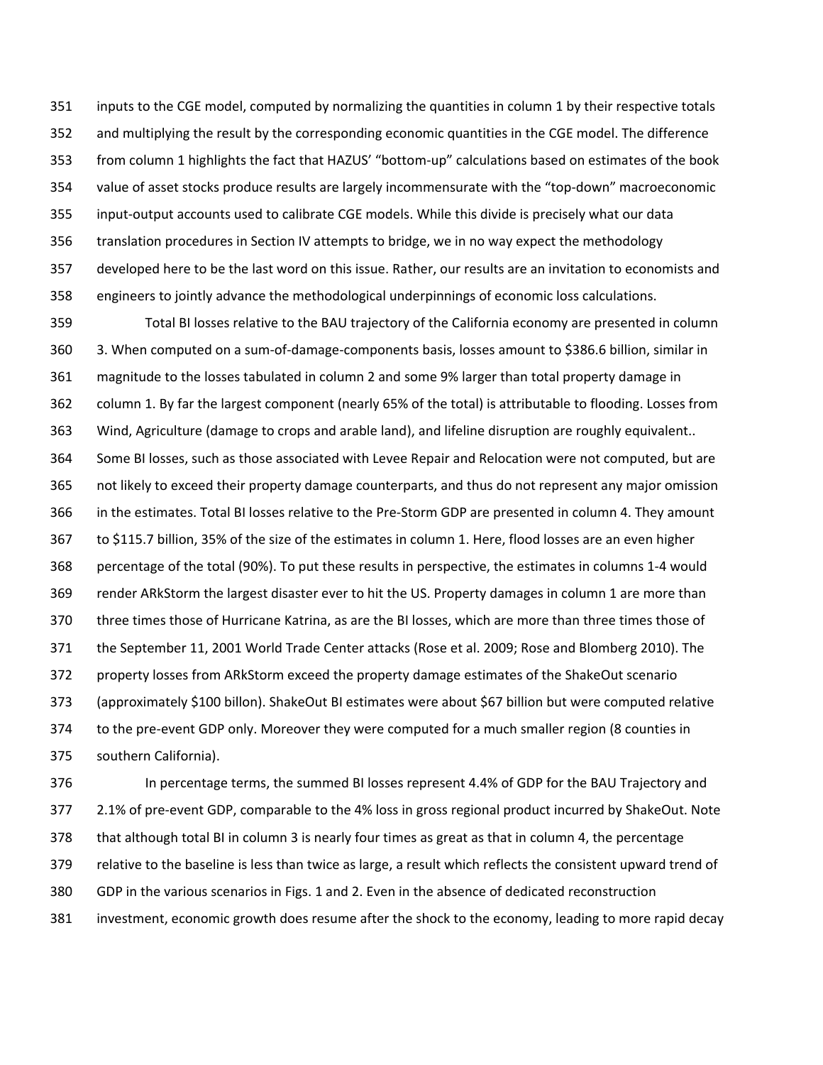inputs to the CGE model, computed by normalizing the quantities in column 1 by their respective totals and multiplying the result by the corresponding economic quantities in the CGE model. The difference from column 1 highlights the fact that HAZUS' "bottom-up" calculations based on estimates of the book value of asset stocks produce results are largely incommensurate with the "top-down" macroeconomic input-output accounts used to calibrate CGE models. While this divide is precisely what our data translation procedures in Section IV attempts to bridge, we in no way expect the methodology developed here to be the last word on this issue. Rather, our results are an invitation to economists and engineers to jointly advance the methodological underpinnings of economic loss calculations.

Total BI losses relative to the BAU trajectory of the California economy are presented in column 3. When computed on a sum-of-damage-components basis, losses amount to \$386.6 billion, similar in magnitude to the losses tabulated in column 2 and some 9% larger than total property damage in column 1. By far the largest component (nearly 65% of the total) is attributable to flooding. Losses from Wind, Agriculture (damage to crops and arable land), and lifeline disruption are roughly equivalent.. Some BI losses, such as those associated with Levee Repair and Relocation were not computed, but are not likely to exceed their property damage counterparts, and thus do not represent any major omission in the estimates. Total BI losses relative to the Pre-Storm GDP are presented in column 4. They amount to \$115.7 billion, 35% of the size of the estimates in column 1. Here, flood losses are an even higher percentage of the total (90%). To put these results in perspective, the estimates in columns 1-4 would render ARkStorm the largest disaster ever to hit the US. Property damages in column 1 are more than three times those of Hurricane Katrina, as are the BI losses, which are more than three times those of the September 11, 2001 World Trade Center attacks (Rose et al. 2009; Rose and Blomberg 2010). The property losses from ARkStorm exceed the property damage estimates of the ShakeOut scenario (approximately \$100 billon). ShakeOut BI estimates were about \$67 billion but were computed relative to the pre-event GDP only. Moreover they were computed for a much smaller region (8 counties in southern California).

In percentage terms, the summed BI losses represent 4.4% of GDP for the BAU Trajectory and 2.1% of pre-event GDP, comparable to the 4% loss in gross regional product incurred by ShakeOut. Note that although total BI in column 3 is nearly four times as great as that in column 4, the percentage relative to the baseline is less than twice as large, a result which reflects the consistent upward trend of GDP in the various scenarios in Figs. 1 and 2. Even in the absence of dedicated reconstruction investment, economic growth does resume after the shock to the economy, leading to more rapid decay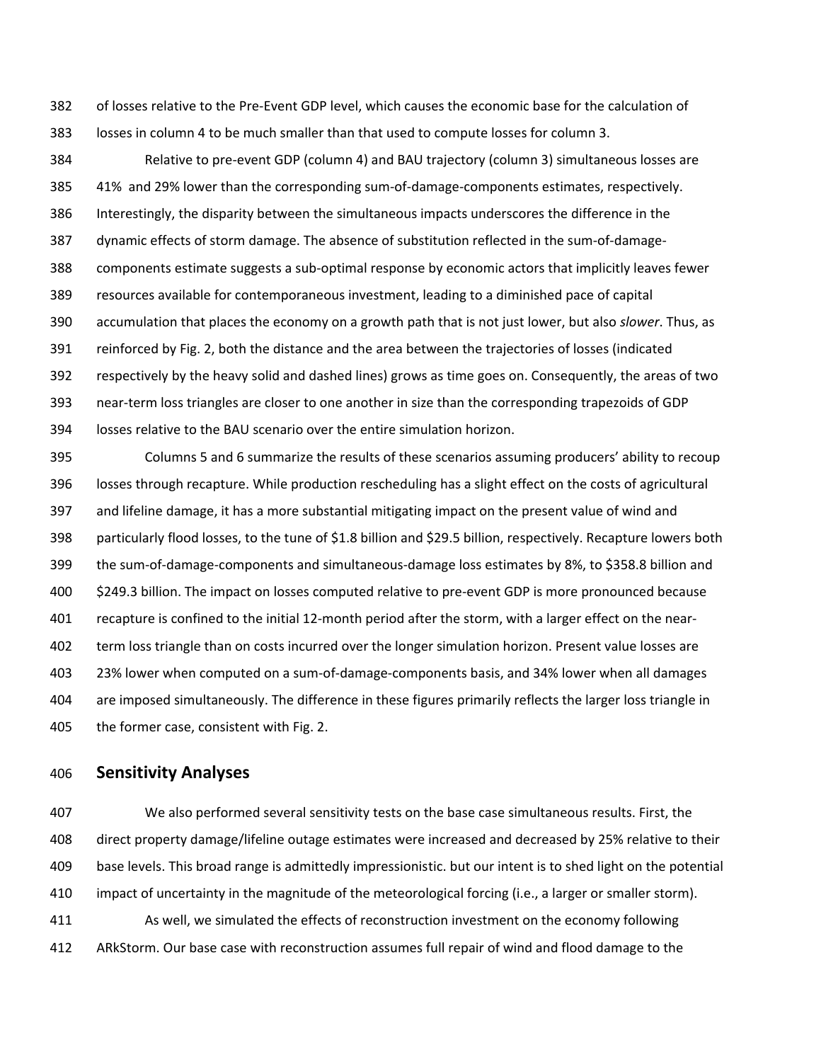of losses relative to the Pre-Event GDP level, which causes the economic base for the calculation of losses in column 4 to be much smaller than that used to compute losses for column 3.

Relative to pre-event GDP (column 4) and BAU trajectory (column 3) simultaneous losses are 41% and 29% lower than the corresponding sum-of-damage-components estimates, respectively. Interestingly, the disparity between the simultaneous impacts underscores the difference in the dynamic effects of storm damage. The absence of substitution reflected in the sum-of-damage-components estimate suggests a sub-optimal response by economic actors that implicitly leaves fewer resources available for contemporaneous investment, leading to a diminished pace of capital accumulation that places the economy on a growth path that is not just lower, but also *slower*. Thus, as reinforced by Fig. 2, both the distance and the area between the trajectories of losses (indicated respectively by the heavy solid and dashed lines) grows as time goes on. Consequently, the areas of two near-term loss triangles are closer to one another in size than the corresponding trapezoids of GDP losses relative to the BAU scenario over the entire simulation horizon.

Columns 5 and 6 summarize the results of these scenarios assuming producers' ability to recoup losses through recapture. While production rescheduling has a slight effect on the costs of agricultural and lifeline damage, it has a more substantial mitigating impact on the present value of wind and particularly flood losses, to the tune of \$1.8 billion and \$29.5 billion, respectively. Recapture lowers both the sum-of-damage-components and simultaneous-damage loss estimates by 8%, to \$358.8 billion and \$249.3 billion. The impact on losses computed relative to pre-event GDP is more pronounced because recapture is confined to the initial 12-month period after the storm, with a larger effect on the near-term loss triangle than on costs incurred over the longer simulation horizon. Present value losses are 23% lower when computed on a sum-of-damage-components basis, and 34% lower when all damages are imposed simultaneously. The difference in these figures primarily reflects the larger loss triangle in the former case, consistent with Fig. 2.

## Sensitivity Analyses

We also performed several sensitivity tests on the base case simultaneous results. First, the direct property damage/lifeline outage estimates were increased and decreased by 25% relative to their base levels. This broad range is admittedly impressionistic. but our intent is to shed light on the potential impact of uncertainty in the magnitude of the meteorological forcing (i.e., a larger or smaller storm).

As well, we simulated the effects of reconstruction investment on the economy following ARkStorm. Our base case with reconstruction assumes full repair of wind and flood damage to the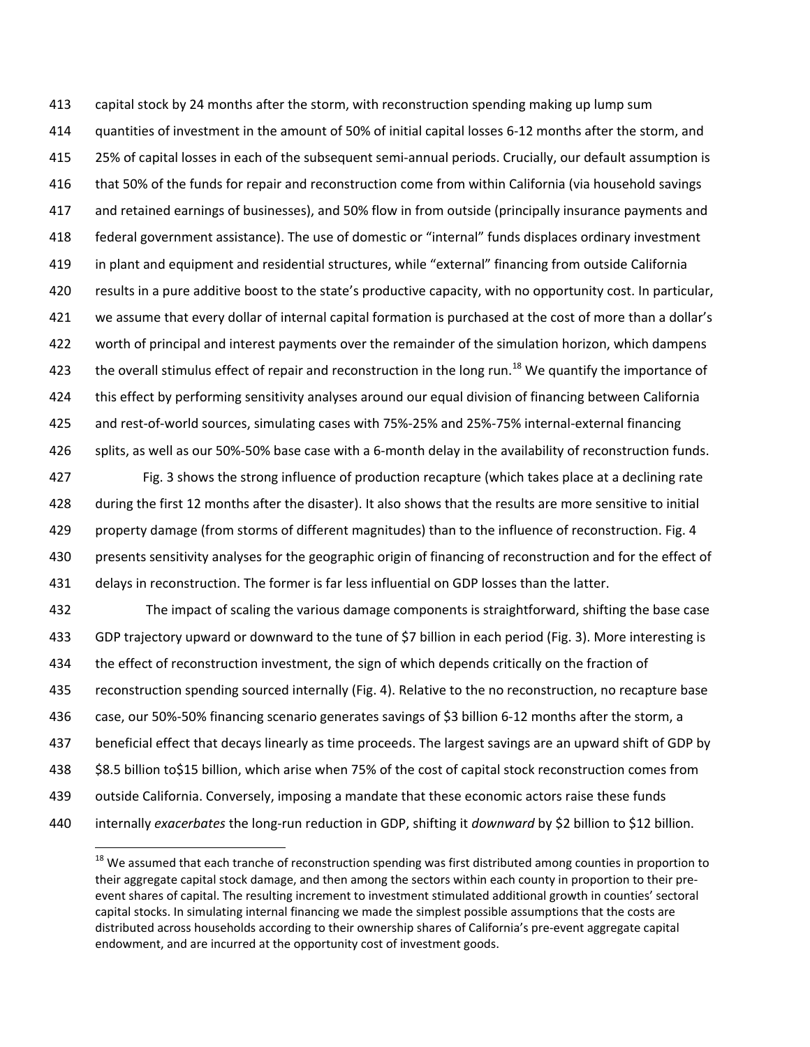capital stock by 24 months after the storm, with reconstruction spending making up lump sum quantities of investment in the amount of 50% of initial capital losses 6-12 months after the storm, and 25% of capital losses in each of the subsequent semi-annual periods. Crucially, our default assumption is that 50% of the funds for repair and reconstruction come from within California (via household savings and retained earnings of businesses), and 50% flow in from outside (principally insurance payments and federal government assistance). The use of domestic or "internal" funds displaces ordinary investment in plant and equipment and residential structures, while "external" financing from outside California results in a pure additive boost to the state's productive capacity, with no opportunity cost. In particular, we assume that every dollar of internal capital formation is purchased at the cost of more than a dollar's worth of principal and interest payments over the remainder of the simulation horizon, which dampens the overall stimulus effect of repair and reconstruction in the long run.[18] We quantify the importance of this effect by performing sensitivity analyses around our equal division of financing between California and rest-of-world sources, simulating cases with 75%-25% and 25%-75% internal-external financing splits, as well as our 50%-50% base case with a 6-month delay in the availability of reconstruction funds.

Fig. 3 shows the strong influence of production recapture (which takes place at a declining rate during the first 12 months after the disaster). It also shows that the results are more sensitive to initial property damage (from storms of different magnitudes) than to the influence of reconstruction. Fig. 4 presents sensitivity analyses for the geographic origin of financing of reconstruction and for the effect of delays in reconstruction. The former is far less influential on GDP losses than the latter.

The impact of scaling the various damage components is straightforward, shifting the base case GDP trajectory upward or downward to the tune of $7 billion in each period (Fig. 3). More interesting is the effect of reconstruction investment, the sign of which depends critically on the fraction of reconstruction spending sourced internally (Fig. 4). Relative to the no reconstruction, no recapture base case, our 50%-50% financing scenario generates savings of $3 billion 6-12 months after the storm, a beneficial effect that decays linearly as time proceeds. The largest savings are an upward shift of GDP by $8.5 billion to$15 billion, which arise when 75% of the cost of capital stock reconstruction comes from outside California. Conversely, imposing a mandate that these economic actors raise these funds internally *exacerbates* the long-run reduction in GDP, shifting it *downward* by $2 billion to $12 billion.

[18] We assumed that each tranche of reconstruction spending was first distributed among counties in proportion to their aggregate capital stock damage, and then among the sectors within each county in proportion to their pre-event shares of capital. The resulting increment to investment stimulated additional growth in counties' sectoral capital stocks. In simulating internal financing we made the simplest possible assumptions that the costs are distributed across households according to their ownership shares of California's pre-event aggregate capital endowment, and are incurred at the opportunity cost of investment goods.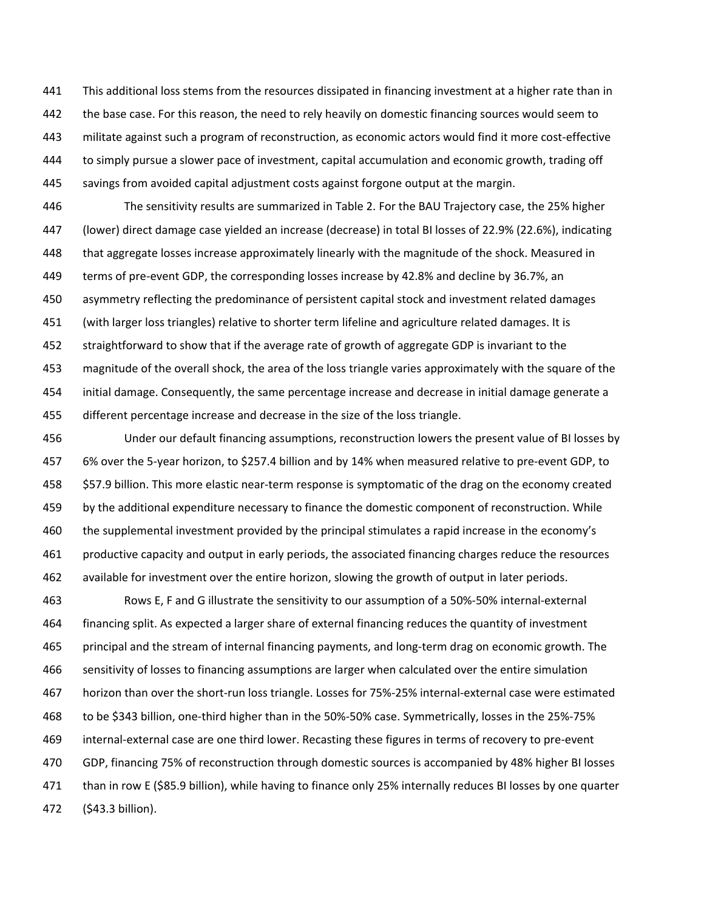This additional loss stems from the resources dissipated in financing investment at a higher rate than in the base case. For this reason, the need to rely heavily on domestic financing sources would seem to militate against such a program of reconstruction, as economic actors would find it more cost-effective to simply pursue a slower pace of investment, capital accumulation and economic growth, trading off savings from avoided capital adjustment costs against forgone output at the margin.

The sensitivity results are summarized in Table 2. For the BAU Trajectory case, the 25% higher (lower) direct damage case yielded an increase (decrease) in total BI losses of 22.9% (22.6%), indicating that aggregate losses increase approximately linearly with the magnitude of the shock. Measured in terms of pre-event GDP, the corresponding losses increase by 42.8% and decline by 36.7%, an asymmetry reflecting the predominance of persistent capital stock and investment related damages (with larger loss triangles) relative to shorter term lifeline and agriculture related damages. It is straightforward to show that if the average rate of growth of aggregate GDP is invariant to the magnitude of the overall shock, the area of the loss triangle varies approximately with the square of the initial damage. Consequently, the same percentage increase and decrease in initial damage generate a different percentage increase and decrease in the size of the loss triangle.

Under our default financing assumptions, reconstruction lowers the present value of BI losses by 6% over the 5-year horizon, to \$257.4 billion and by 14% when measured relative to pre-event GDP, to \$57.9 billion. This more elastic near-term response is symptomatic of the drag on the economy created by the additional expenditure necessary to finance the domestic component of reconstruction. While the supplemental investment provided by the principal stimulates a rapid increase in the economy's productive capacity and output in early periods, the associated financing charges reduce the resources available for investment over the entire horizon, slowing the growth of output in later periods.

Rows E, F and G illustrate the sensitivity to our assumption of a 50%-50% internal-external financing split. As expected a larger share of external financing reduces the quantity of investment principal and the stream of internal financing payments, and long-term drag on economic growth. The sensitivity of losses to financing assumptions are larger when calculated over the entire simulation horizon than over the short-run loss triangle. Losses for 75%-25% internal-external case were estimated to be \$343 billion, one-third higher than in the 50%-50% case. Symmetrically, losses in the 25%-75% internal-external case are one third lower. Recasting these figures in terms of recovery to pre-event GDP, financing 75% of reconstruction through domestic sources is accompanied by 48% higher BI losses than in row E (\$85.9 billion), while having to finance only 25% internally reduces BI losses by one quarter (\$43.3 billion).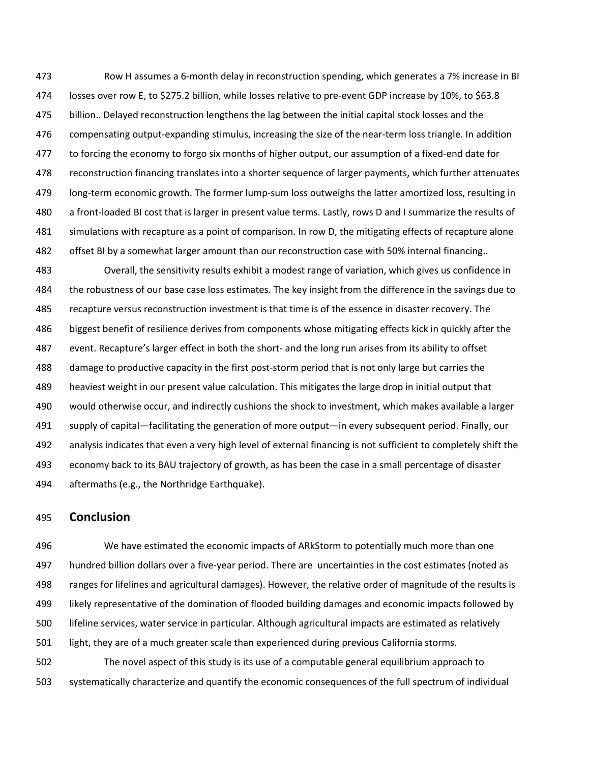Row H assumes a 6-month delay in reconstruction spending, which generates a 7% increase in BI losses over row E, to $275.2 billion, while losses relative to pre-event GDP increase by 10%, to $63.8 billion.. Delayed reconstruction lengthens the lag between the initial capital stock losses and the compensating output-expanding stimulus, increasing the size of the near-term loss triangle. In addition to forcing the economy to forgo six months of higher output, our assumption of a fixed-end date for reconstruction financing translates into a shorter sequence of larger payments, which further attenuates long-term economic growth. The former lump-sum loss outweighs the latter amortized loss, resulting in a front-loaded BI cost that is larger in present value terms. Lastly, rows D and I summarize the results of simulations with recapture as a point of comparison. In row D, the mitigating effects of recapture alone offset BI by a somewhat larger amount than our reconstruction case with 50% internal financing..

Overall, the sensitivity results exhibit a modest range of variation, which gives us confidence in the robustness of our base case loss estimates. The key insight from the difference in the savings due to recapture versus reconstruction investment is that time is of the essence in disaster recovery. The biggest benefit of resilience derives from components whose mitigating effects kick in quickly after the event. Recapture's larger effect in both the short- and the long run arises from its ability to offset damage to productive capacity in the first post-storm period that is not only large but carries the heaviest weight in our present value calculation. This mitigates the large drop in initial output that would otherwise occur, and indirectly cushions the shock to investment, which makes available a larger supply of capital—facilitating the generation of more output—in every subsequent period. Finally, our analysis indicates that even a very high level of external financing is not sufficient to completely shift the economy back to its BAU trajectory of growth, as has been the case in a small percentage of disaster aftermaths (e.g., the Northridge Earthquake).

## Conclusion

We have estimated the economic impacts of ARkStorm to potentially much more than one hundred billion dollars over a five-year period. There are uncertainties in the cost estimates (noted as ranges for lifelines and agricultural damages). However, the relative order of magnitude of the results is likely representative of the domination of flooded building damages and economic impacts followed by lifeline services, water service in particular. Although agricultural impacts are estimated as relatively light, they are of a much greater scale than experienced during previous California storms.

The novel aspect of this study is its use of a computable general equilibrium approach to systematically characterize and quantify the economic consequences of the full spectrum of individual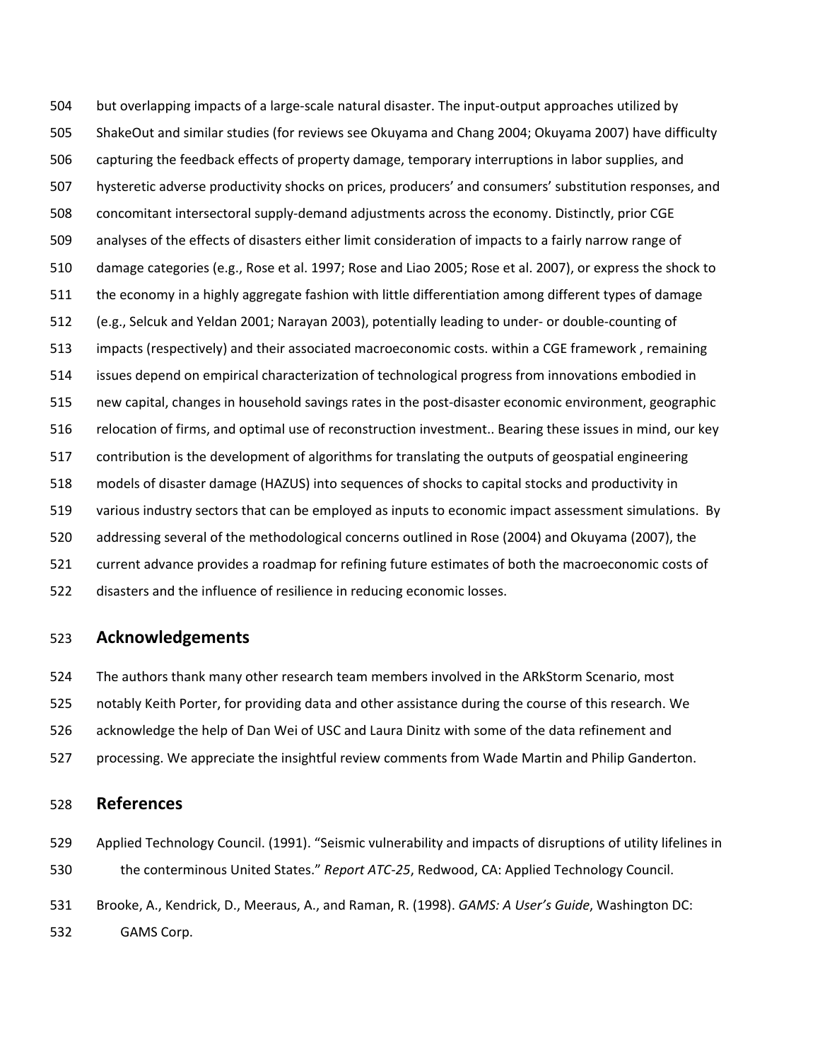but overlapping impacts of a large-scale natural disaster. The input-output approaches utilized by ShakeOut and similar studies (for reviews see Okuyama and Chang 2004; Okuyama 2007) have difficulty capturing the feedback effects of property damage, temporary interruptions in labor supplies, and hysteretic adverse productivity shocks on prices, producers' and consumers' substitution responses, and concomitant intersectoral supply-demand adjustments across the economy. Distinctly, prior CGE analyses of the effects of disasters either limit consideration of impacts to a fairly narrow range of damage categories (e.g., Rose et al. 1997; Rose and Liao 2005; Rose et al. 2007), or express the shock to the economy in a highly aggregate fashion with little differentiation among different types of damage (e.g., Selcuk and Yeldan 2001; Narayan 2003), potentially leading to under- or double-counting of impacts (respectively) and their associated macroeconomic costs. within a CGE framework , remaining issues depend on empirical characterization of technological progress from innovations embodied in new capital, changes in household savings rates in the post-disaster economic environment, geographic relocation of firms, and optimal use of reconstruction investment.. Bearing these issues in mind, our key contribution is the development of algorithms for translating the outputs of geospatial engineering models of disaster damage (HAZUS) into sequences of shocks to capital stocks and productivity in various industry sectors that can be employed as inputs to economic impact assessment simulations. By addressing several of the methodological concerns outlined in Rose (2004) and Okuyama (2007), the current advance provides a roadmap for refining future estimates of both the macroeconomic costs of disasters and the influence of resilience in reducing economic losses.

## Acknowledgements

The authors thank many other research team members involved in the ARkStorm Scenario, most notably Keith Porter, for providing data and other assistance during the course of this research. We acknowledge the help of Dan Wei of USC and Laura Dinitz with some of the data refinement and processing. We appreciate the insightful review comments from Wade Martin and Philip Ganderton.

## References

Applied Technology Council. (1991). "Seismic vulnerability and impacts of disruptions of utility lifelines in the conterminous United States." *Report ATC-25*, Redwood, CA: Applied Technology Council.

Brooke, A., Kendrick, D., Meeraus, A., and Raman, R. (1998). *GAMS: A User's Guide*, Washington DC: GAMS Corp.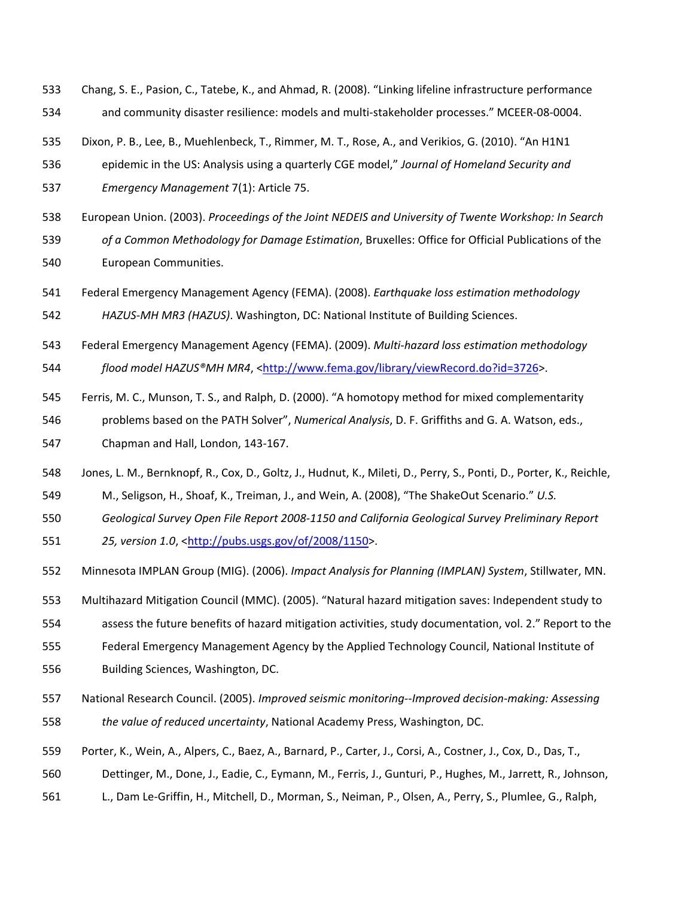Chang, S. E., Pasion, C., Tatebe, K., and Ahmad, R. (2008). “Linking lifeline infrastructure performance and community disaster resilience: models and multi-stakeholder processes.” MCEER-08-0004.

Dixon, P. B., Lee, B., Muehlenbeck, T., Rimmer, M. T., Rose, A., and Verikios, G. (2010). “An H1N1 epidemic in the US: Analysis using a quarterly CGE model,” *Journal of Homeland Security and Emergency Management* 7(1): Article 75.

European Union. (2003). *Proceedings of the Joint NEDEIS and University of Twente Workshop: In Search of a Common Methodology for Damage Estimation*, Bruxelles: Office for Official Publications of the European Communities.

Federal Emergency Management Agency (FEMA). (2008). *Earthquake loss estimation methodology HAZUS-MH MR3 (HAZUS)*. Washington, DC: National Institute of Building Sciences.

Federal Emergency Management Agency (FEMA). (2009). *Multi-hazard loss estimation methodology flood model HAZUS®MH MR4*, <http://www.fema.gov/library/viewRecord.do?id=3726>.

Ferris, M. C., Munson, T. S., and Ralph, D. (2000). “A homotopy method for mixed complementarity problems based on the PATH Solver”, *Numerical Analysis*, D. F. Griffiths and G. A. Watson, eds., Chapman and Hall, London, 143-167.

Jones, L. M., Bernknopf, R., Cox, D., Goltz, J., Hudnut, K., Mileti, D., Perry, S., Ponti, D., Porter, K., Reichle, M., Seligson, H., Shoaf, K., Treiman, J., and Wein, A. (2008), “The ShakeOut Scenario.” *U.S. Geological Survey Open File Report 2008-1150 and California Geological Survey Preliminary Report 25, version 1.0*, <http://pubs.usgs.gov/of/2008/1150>.

Minnesota IMPLAN Group (MIG). (2006). *Impact Analysis for Planning (IMPLAN) System*, Stillwater, MN.

Multihazard Mitigation Council (MMC). (2005). “Natural hazard mitigation saves: Independent study to assess the future benefits of hazard mitigation activities, study documentation, vol. 2.” Report to the Federal Emergency Management Agency by the Applied Technology Council, National Institute of Building Sciences, Washington, DC.

National Research Council. (2005). *Improved seismic monitoring--Improved decision-making: Assessing the value of reduced uncertainty*, National Academy Press, Washington, DC.

Porter, K., Wein, A., Alpers, C., Baez, A., Barnard, P., Carter, J., Corsi, A., Costner, J., Cox, D., Das, T., Dettinger, M., Done, J., Eadie, C., Eymann, M., Ferris, J., Gunturi, P., Hughes, M., Jarrett, R., Johnson, L., Dam Le-Griffin, H., Mitchell, D., Morman, S., Neiman, P., Olsen, A., Perry, S., Plumlee, G., Ralph,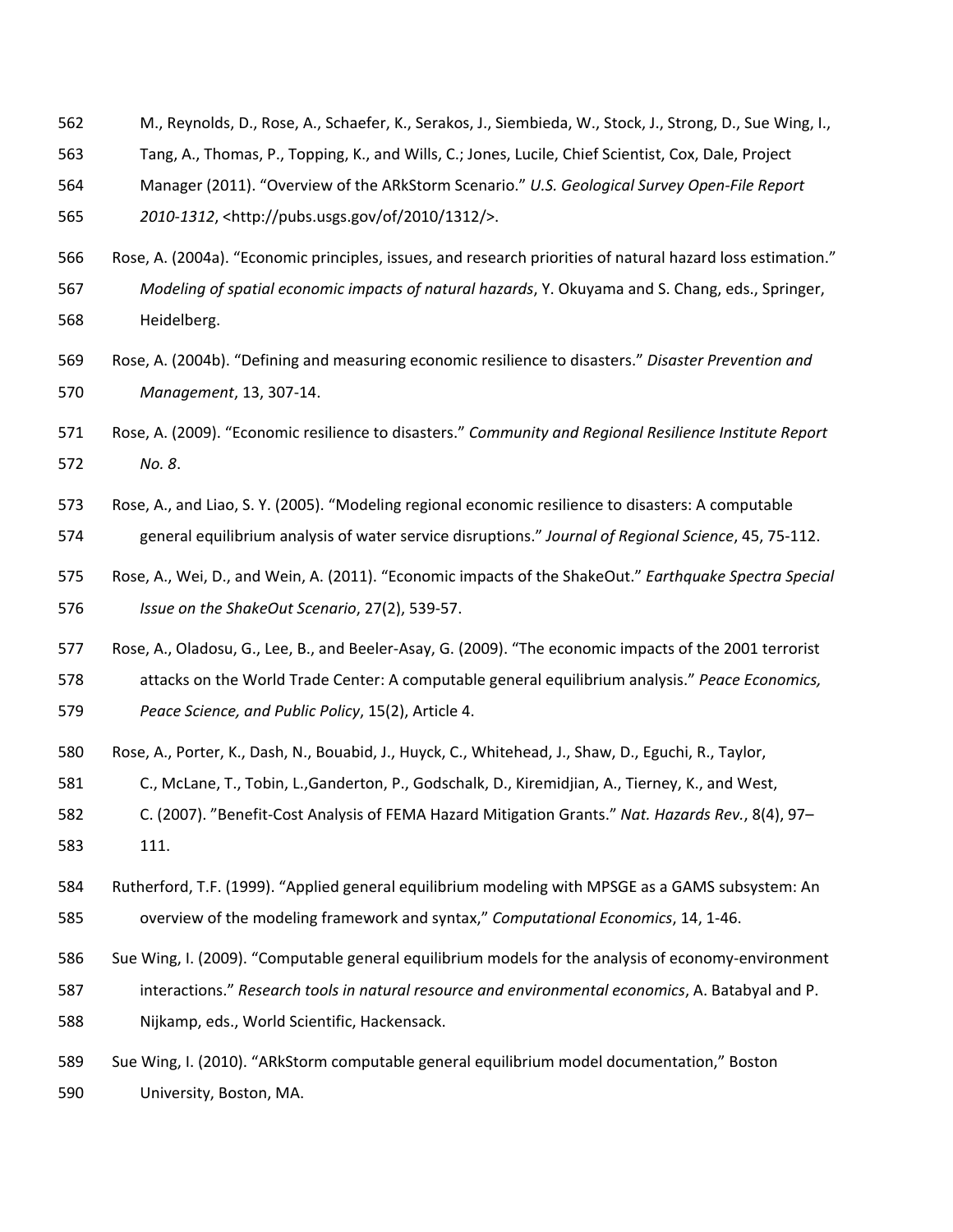M., Reynolds, D., Rose, A., Schaefer, K., Serakos, J., Siembieda, W., Stock, J., Strong, D., Sue Wing, I., Tang, A., Thomas, P., Topping, K., and Wills, C.; Jones, Lucile, Chief Scientist, Cox, Dale, Project Manager (2011). "Overview of the ARkStorm Scenario." *U.S. Geological Survey Open-File Report 2010-1312*, <http://pubs.usgs.gov/of/2010/1312/>.

Rose, A. (2004a). "Economic principles, issues, and research priorities of natural hazard loss estimation." *Modeling of spatial economic impacts of natural hazards*, Y. Okuyama and S. Chang, eds., Springer, Heidelberg.

Rose, A. (2004b). "Defining and measuring economic resilience to disasters." *Disaster Prevention and Management*, 13, 307-14.

Rose, A. (2009). "Economic resilience to disasters." *Community and Regional Resilience Institute Report No. 8*.

Rose, A., and Liao, S. Y. (2005). "Modeling regional economic resilience to disasters: A computable general equilibrium analysis of water service disruptions." *Journal of Regional Science*, 45, 75-112.

Rose, A., Wei, D., and Wein, A. (2011). "Economic impacts of the ShakeOut." *Earthquake Spectra Special Issue on the ShakeOut Scenario*, 27(2), 539-57.

Rose, A., Oladosu, G., Lee, B., and Beeler-Asay, G. (2009). "The economic impacts of the 2001 terrorist attacks on the World Trade Center: A computable general equilibrium analysis." *Peace Economics, Peace Science, and Public Policy*, 15(2), Article 4.

Rose, A., Porter, K., Dash, N., Bouabid, J., Huyck, C., Whitehead, J., Shaw, D., Eguchi, R., Taylor, C., McLane, T., Tobin, L.,Ganderton, P., Godschalk, D., Kiremidjian, A., Tierney, K., and West, C. (2007). "Benefit-Cost Analysis of FEMA Hazard Mitigation Grants." *Nat. Hazards Rev.*, 8(4), 97–111.

Rutherford, T.F. (1999). "Applied general equilibrium modeling with MPSGE as a GAMS subsystem: An overview of the modeling framework and syntax," *Computational Economics*, 14, 1-46.

Sue Wing, I. (2009). "Computable general equilibrium models for the analysis of economy-environment interactions." *Research tools in natural resource and environmental economics*, A. Batabyal and P. Nijkamp, eds., World Scientific, Hackensack.

Sue Wing, I. (2010). "ARkStorm computable general equilibrium model documentation," Boston University, Boston, MA.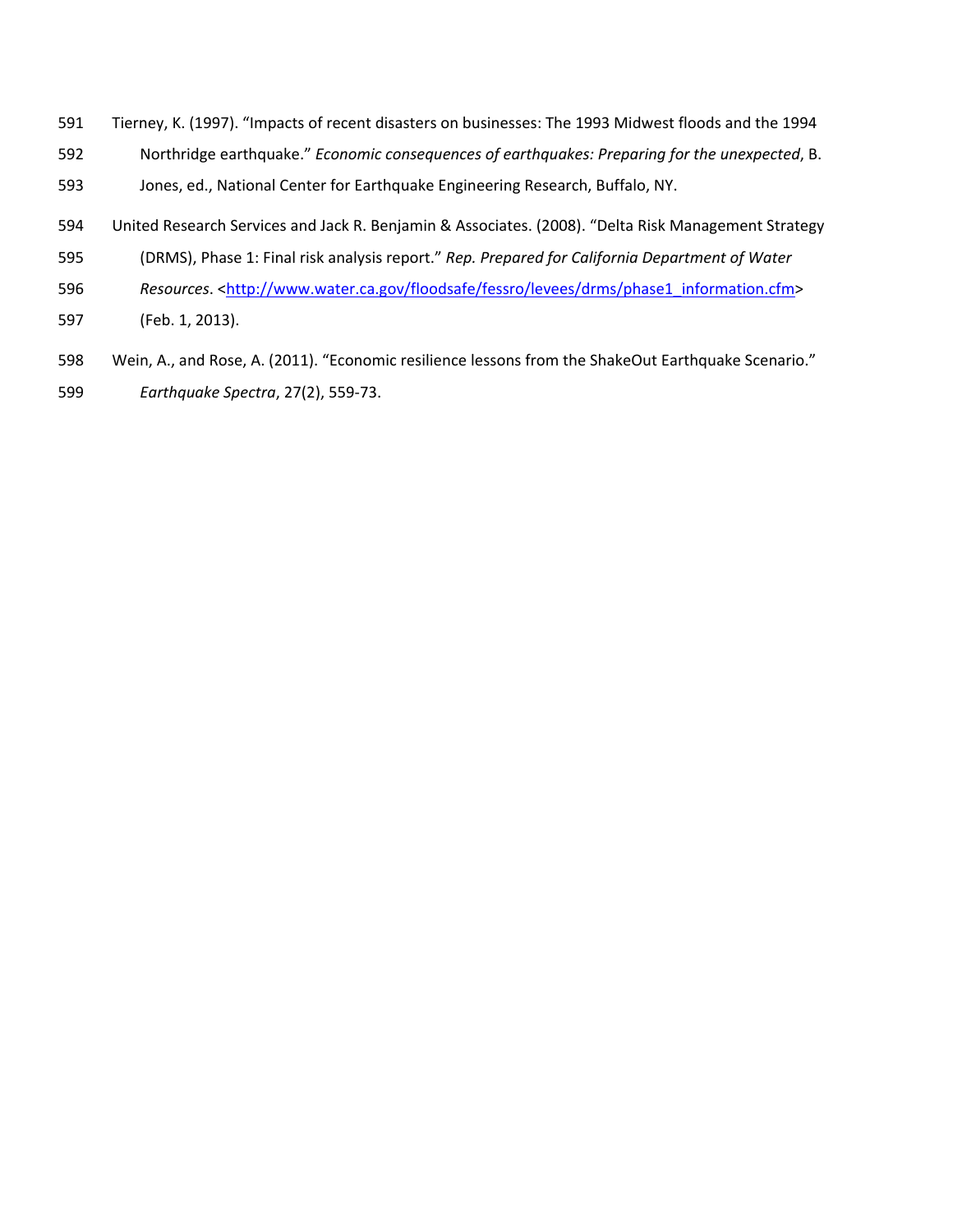Tierney, K. (1997). “Impacts of recent disasters on businesses: The 1993 Midwest floods and the 1994 Northridge earthquake.” *Economic consequences of earthquakes: Preparing for the unexpected*, B. Jones, ed., National Center for Earthquake Engineering Research, Buffalo, NY.

United Research Services and Jack R. Benjamin & Associates. (2008). “Delta Risk Management Strategy (DRMS), Phase 1: Final risk analysis report.” *Rep. Prepared for California Department of Water Resources*. <http://www.water.ca.gov/floodsafe/fessro/levees/drms/phase1_information.cfm> (Feb. 1, 2013).

Wein, A., and Rose, A. (2011). “Economic resilience lessons from the ShakeOut Earthquake Scenario.” *Earthquake Spectra*, 27(2), 559-73.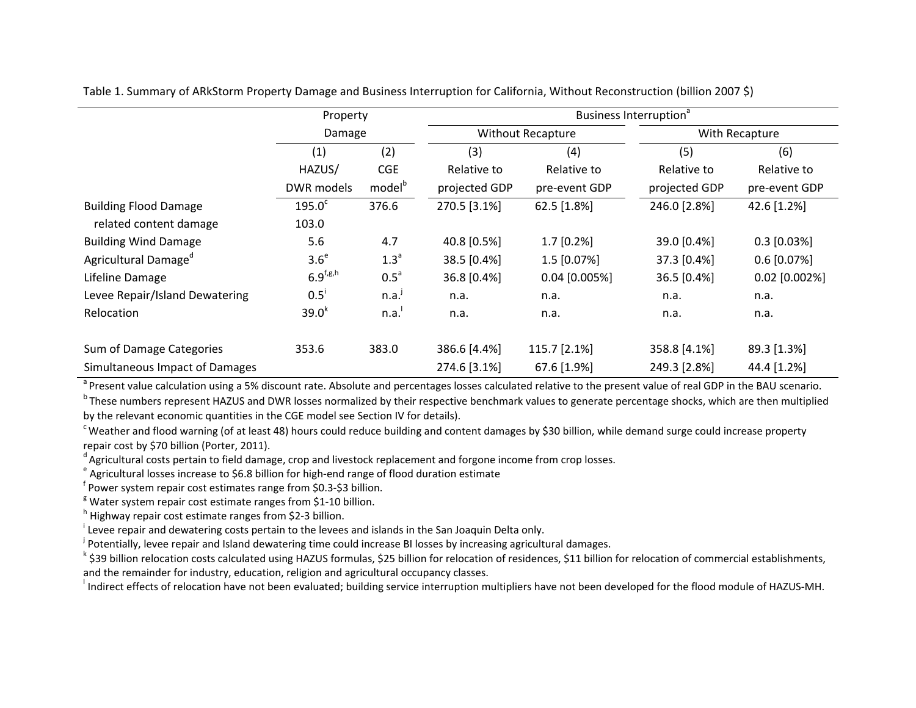Table 1. Summary of ARkStorm Property Damage and Business Interruption for California, Without Reconstruction (billion 2007 $)

| | Property Damage | | Business Interruption[a] | | | |
|---|---|---|---|---|---|---|
| | | | Without Recapture | | With Recapture | |
| | (1) HAZUS/ DWR models | (2) CGE model[b] | (3) Relative to projected GDP | (4) Relative to pre-event GDP | (5) Relative to projected GDP | (6) Relative to pre-event GDP |
| Building Flood Damage | 195.0[c] | 376.6 | 270.5 [3.1%] | 62.5 [1.8%] | 246.0 [2.8%] | 42.6 [1.2%] |
| related content damage | 103.0 | | | | | |
| Building Wind Damage | 5.6 | 4.7 | 40.8 [0.5%] | 1.7 [0.2%] | 39.0 [0.4%] | 0.3 [0.03%] |
| Agricultural Damage[d] | 3.6[e] | 1.3[a] | 38.5 [0.4%] | 1.5 [0.07%] | 37.3 [0.4%] | 0.6 [0.07%] |
| Lifeline Damage | 6.9[f,g,h] | 0.5[a] | 36.8 [0.4%] | 0.04 [0.005%] | 36.5 [0.4%] | 0.02 [0.002%] |
| Levee Repair/Island Dewatering | 0.5[i] | n.a.[j] | n.a. | n.a. | n.a. | n.a. |
| Relocation | 39.0[k] | n.a.[l] | n.a. | n.a. | n.a. | n.a. |
| Sum of Damage Categories | 353.6 | 383.0 | 386.6 [4.4%] | 115.7 [2.1%] | 358.8 [4.1%] | 89.3 [1.3%] |
| Simultaneous Impact of Damages | | | 274.6 [3.1%] | 67.6 [1.9%] | 249.3 [2.8%] | 44.4 [1.2%] |

[a] Present value calculation using a 5% discount rate. Absolute and percentages losses calculated relative to the present value of real GDP in the BAU scenario.
[b] These numbers represent HAZUS and DWR losses normalized by their respective benchmark values to generate percentage shocks, which are then multiplied by the relevant economic quantities in the CGE model see Section IV for details).
[c] Weather and flood warning (of at least 48) hours could reduce building and content damages by $30 billion, while demand surge could increase property repair cost by $70 billion (Porter, 2011).
[d] Agricultural costs pertain to field damage, crop and livestock replacement and forgone income from crop losses.
[e] Agricultural losses increase to $6.8 billion for high-end range of flood duration estimate
[f] Power system repair cost estimates range from $0.3-$3 billion.
[g] Water system repair cost estimate ranges from $1-10 billion.
[h] Highway repair cost estimate ranges from $2-3 billion.
[i] Levee repair and dewatering costs pertain to the levees and islands in the San Joaquin Delta only.
[j] Potentially, levee repair and Island dewatering time could increase BI losses by increasing agricultural damages.
[k] $39 billion relocation costs calculated using HAZUS formulas, $25 billion for relocation of residences, $11 billion for relocation of commercial establishments, and the remainder for industry, education, religion and agricultural occupancy classes.
[l] Indirect effects of relocation have not been evaluated; building service interruption multipliers have not been developed for the flood module of HAZUS-MH.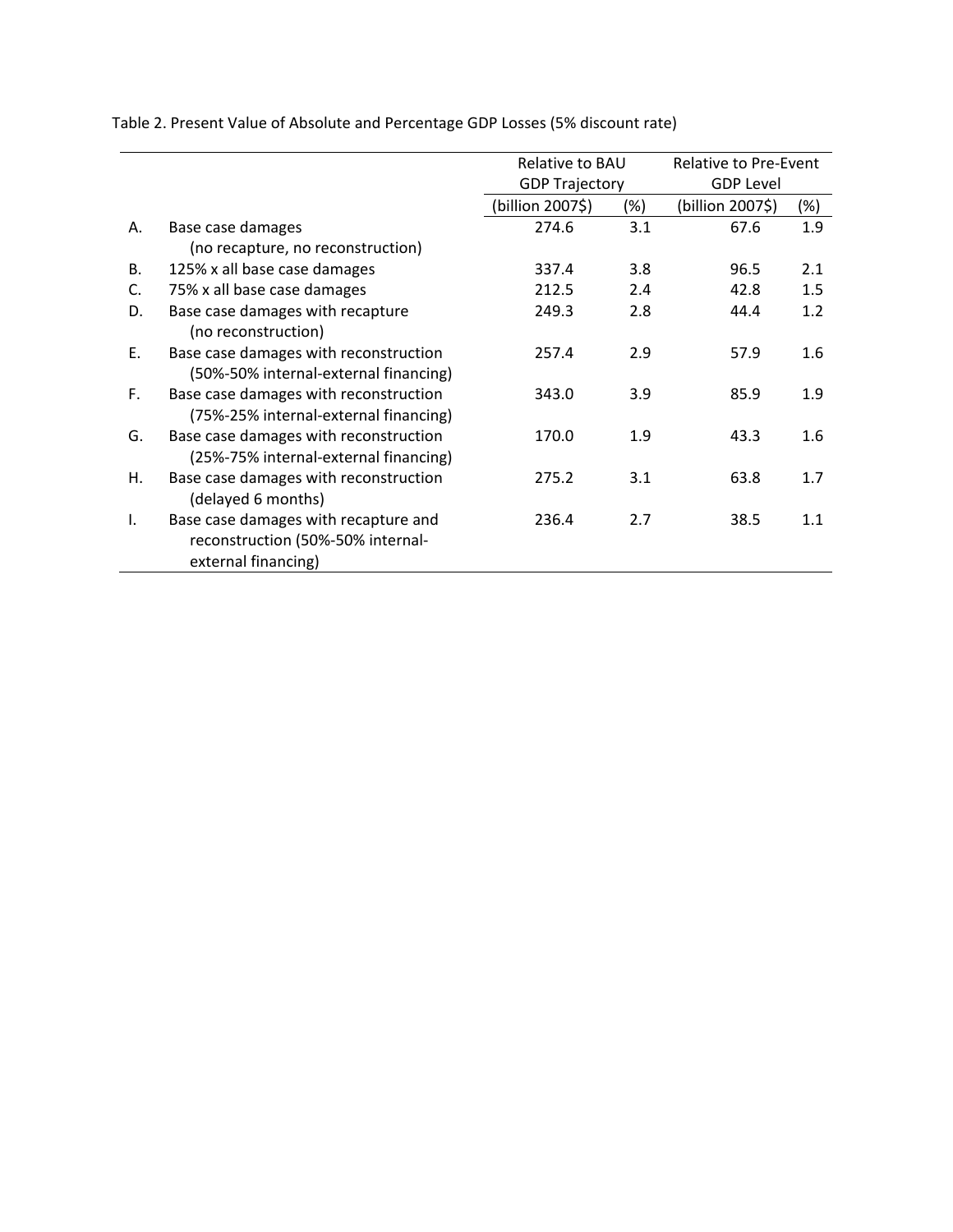Table 2. Present Value of Absolute and Percentage GDP Losses (5% discount rate)

| | | Relative to BAU GDP Trajectory | | Relative to Pre-Event GDP Level | |
|---|---|---|---|---|---|
| | | (billion 2007$) | (%) | (billion 2007$) | (%) |
| A. | Base case damages (no recapture, no reconstruction) | 274.6 | 3.1 | 67.6 | 1.9 |
| B. | 125% x all base case damages | 337.4 | 3.8 | 96.5 | 2.1 |
| C. | 75% x all base case damages | 212.5 | 2.4 | 42.8 | 1.5 |
| D. | Base case damages with recapture (no reconstruction) | 249.3 | 2.8 | 44.4 | 1.2 |
| E. | Base case damages with reconstruction (50%-50% internal-external financing) | 257.4 | 2.9 | 57.9 | 1.6 |
| F. | Base case damages with reconstruction (75%-25% internal-external financing) | 343.0 | 3.9 | 85.9 | 1.9 |
| G. | Base case damages with reconstruction (25%-75% internal-external financing) | 170.0 | 1.9 | 43.3 | 1.6 |
| H. | Base case damages with reconstruction (delayed 6 months) | 275.2 | 3.1 | 63.8 | 1.7 |
| I. | Base case damages with recapture and reconstruction (50%-50% internal-external financing) | 236.4 | 2.7 | 38.5 | 1.1 |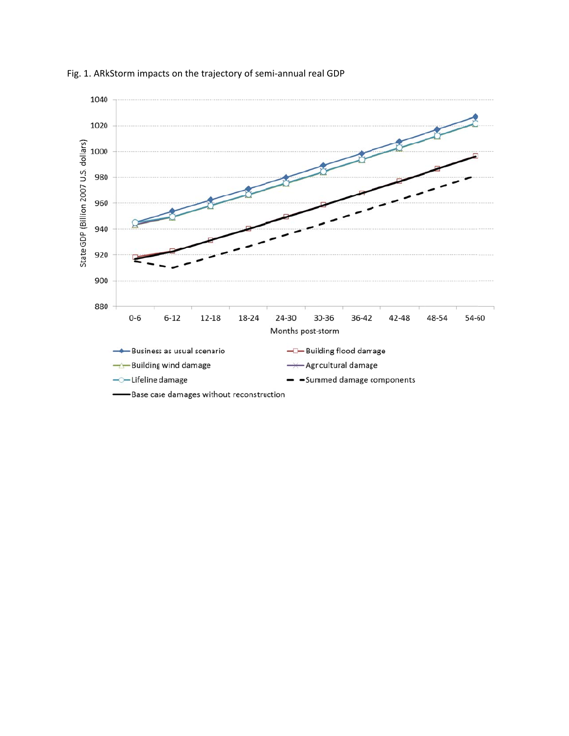Fig. 1. ARkStorm impacts on the trajectory of semi-annual real GDP

1040
1020
1000
980
960
940
920
900
880

State GDP (Billion 2007 U.S. dollars)

0-6
6-12
12-18
18-24
24-30
30-36
36-42
42-48
48-54
54-60

Months post-storm

Business as usual scenario
Building flood damage
Building wind damage
Agricultural damage
Lifeline damage
Summed damage components
Base case damages without reconstruction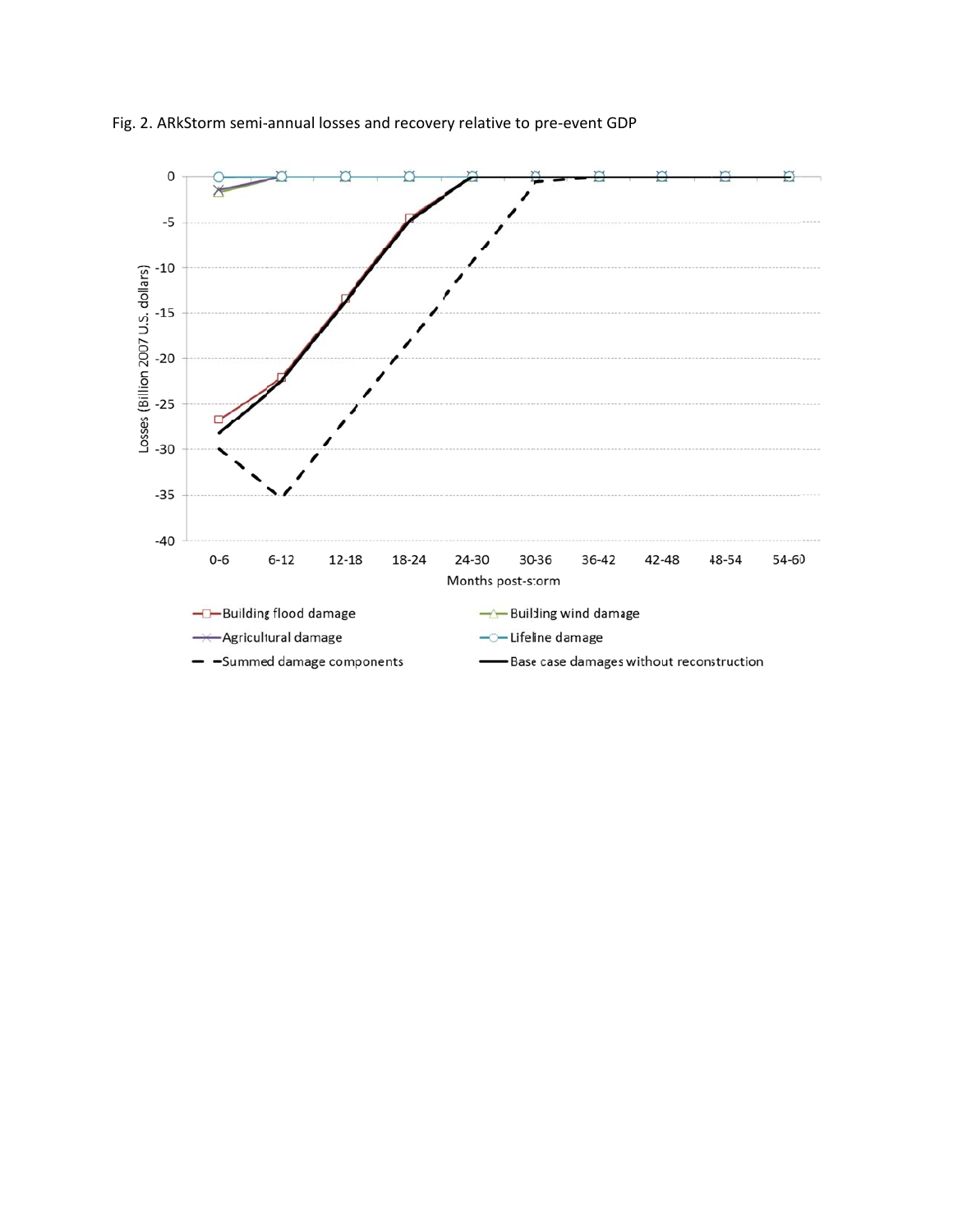Fig. 2. ARkStorm semi-annual losses and recovery relative to pre-event GDP

0
-5
-10
-15
-20
-25
-30
-35
-40

Losses (Billion 2007 U.S. dollars)

0-6
6-12
12-18
18-24
24-30
30-36
36-42
42-48
48-54
54-60

Months post-storm

Building flood damage
Building wind damage
Agricultural damage
Lifeline damage
Summed damage components
Base case damages without reconstruction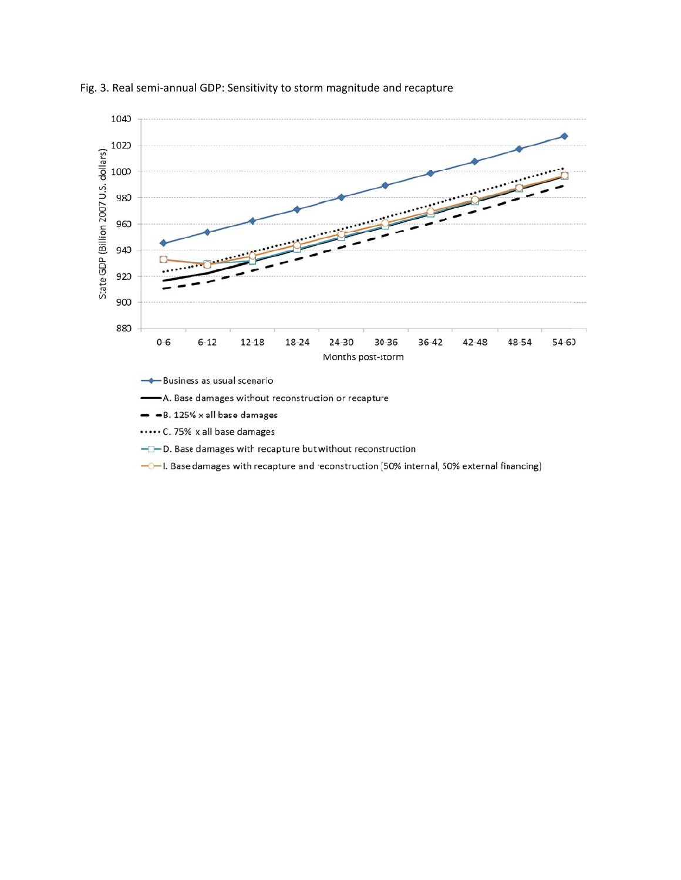Fig. 3. Real semi-annual GDP: Sensitivity to storm magnitude and recapture

State GDP (Billion 2007 U.S. dollars)

1040
1020
1000
980
960
940
920
900
880

0-6
6-12
12-18
18-24
24-30
30-36
36-42
42-48
48-54
54-60

Months post-storm

Business as usual scenario

A. Base damages without reconstruction or recapture

B. 125% x all base damages

C. 75% x all base damages

D. Base damages with recapture but without reconstruction

I. Base damages with recapture and reconstruction (50% internal, 50% external financing)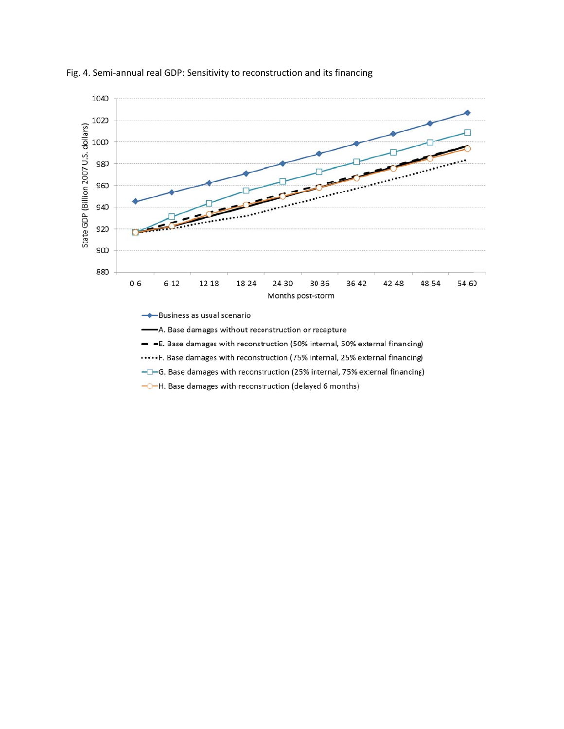Fig. 4. Semi-annual real GDP: Sensitivity to reconstruction and its financing

State GDP (Billion 2007 U.S. dollars)

1040
1020
1000
980
960
940
920
900
880

0-6
6-12
12-18
18-24
24-30
30-36
36-42
42-48
48-54
54-60

Months post-storm

Business as usual scenario

A. Base damages without reconstruction or recapture

E. Base damages with reconstruction (50% internal, 50% external financing)

F. Base damages with reconstruction (75% internal, 25% external financing)

G. Base damages with reconstruction (25% internal, 75% external financing)

H. Base damages with reconstruction (delayed 6 months)